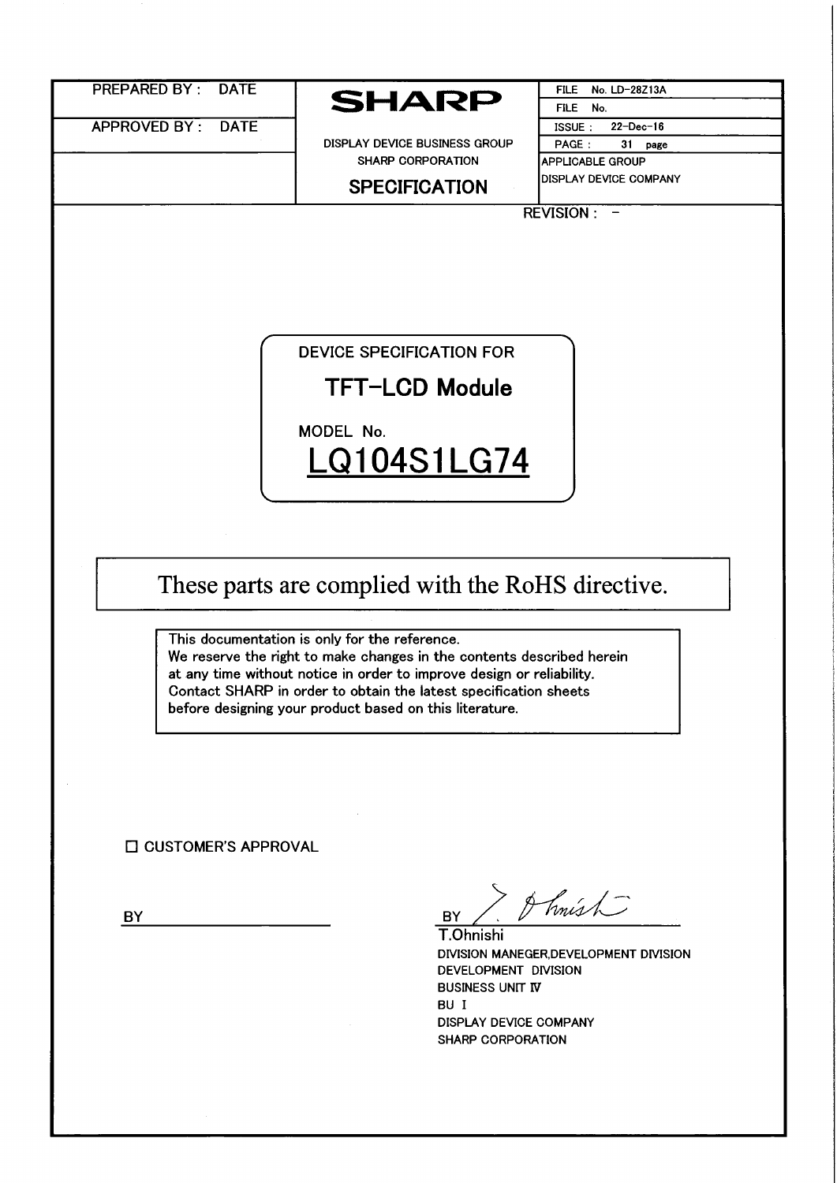| PREPARED BY : DATE | **SHARP** | FILE No. LD-28Z13A |
|---|---|---|
| | | FILE No. |
| APPROVED BY : DATE | | ISSUE : 22-Dec-16 |
| | DISPLAY DEVICE BUSINESS GROUP | PAGE : 31 page |
| | SHARP CORPORATION | APPLICABLE GROUP |
| | **SPECIFICATION** | DISPLAY DEVICE COMPANY |

REVISION : -

DEVICE SPECIFICATION FOR

# TFT-LCD Module

MODEL No.

# LQ104S1LG74

## These parts are complied with the RoHS directive.

This documentation is only for the reference.
We reserve the right to make changes in the contents described herein at any time without notice in order to improve design or reliability.
Contact SHARP in order to obtain the latest specification sheets before designing your product based on this literature.

☐ CUSTOMER'S APPROVAL

BY

BY

T.Ohnishi
DIVISION MANEGER,DEVELOPMENT DIVISION
DEVELOPMENT DIVISION
BUSINESS UNIT IV
BU I
DISPLAY DEVICE COMPANY
SHARP CORPORATION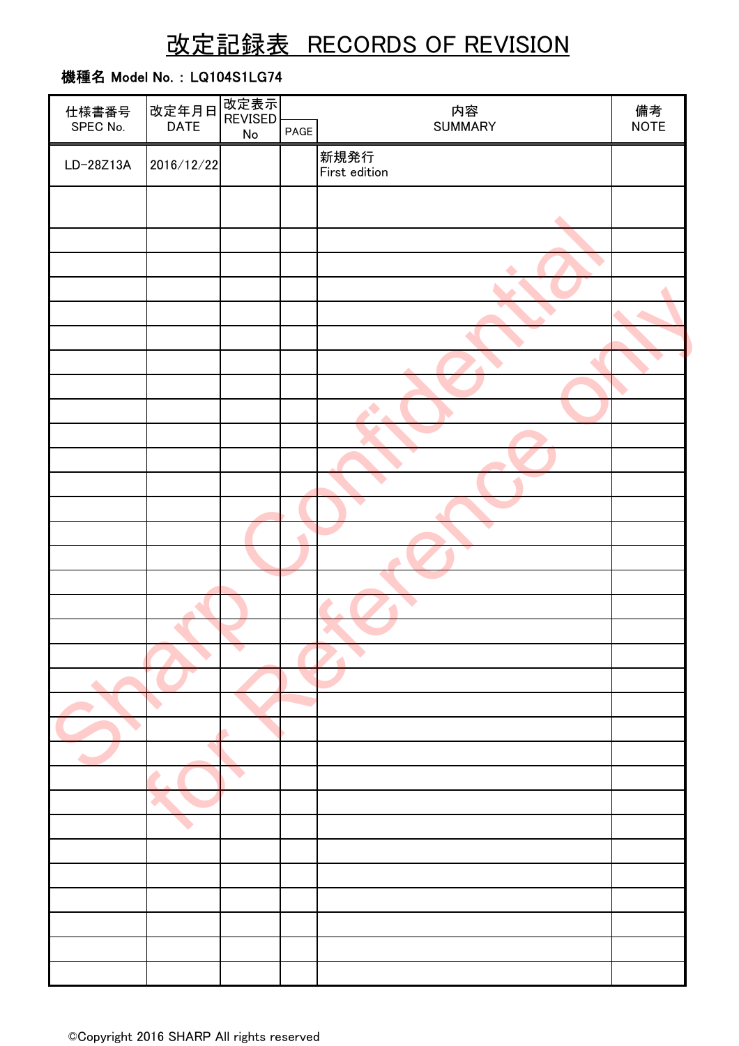# 改定記録表　RECORDS OF REVISION

**機種名 Model No. : LQ104S1LG74**

| 仕様書番号 SPEC No. | 改定年月日 DATE | 改定表示 REVISED No | PAGE | 内容 SUMMARY | 備考 NOTE |
|---|---|---|---|---|---|
| LD-28Z13A | 2016/12/22 | | | 新規発行<br>First edition | |
| | | | | | |
| | | | | | |
| | | | | | |
| | | | | | |
| | | | | | |
| | | | | | |
| | | | | | |
| | | | | | |
| | | | | | |
| | | | | | |
| | | | | | |
| | | | | | |
| | | | | | |
| | | | | | |
| | | | | | |
| | | | | | |
| | | | | | |
| | | | | | |
| | | | | | |
| | | | | | |
| | | | | | |
| | | | | | |
| | | | | | |
| | | | | | |
| | | | | | |
| | | | | | |
| | | | | | |
| | | | | | |
| | | | | | |
| | | | | | |
| | | | | | |
| | | | | | |
| | | | | | |
| | | | | | |

Sharp Confidential for Reference only

©Copyright 2016 SHARP All rights reserved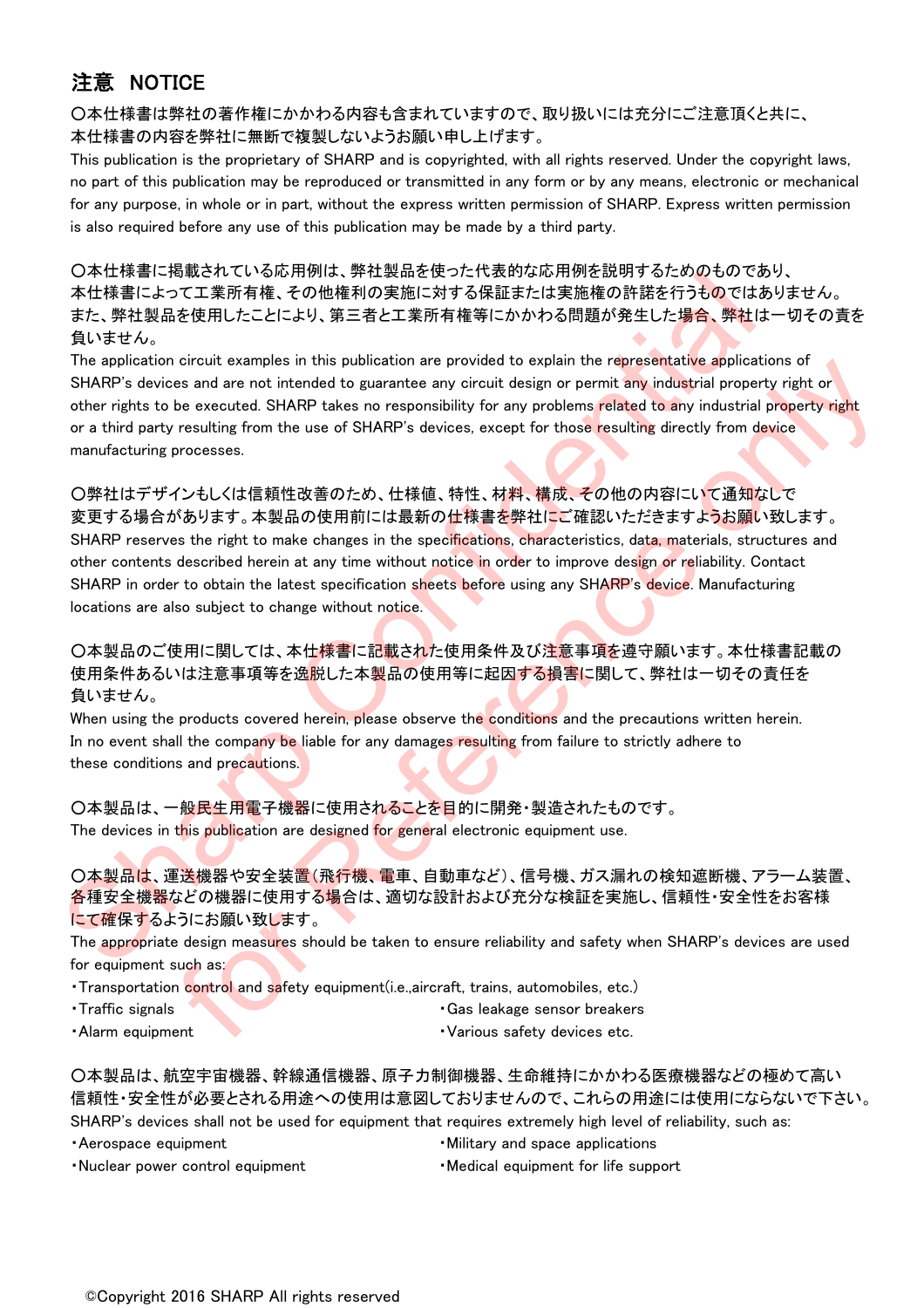## 注意 NOTICE

○本仕様書は弊社の著作権にかかわる内容も含まれていますので、取り扱いには充分にご注意頂くと共に、本仕様書の内容を弊社に無断で複製しないようお願い申し上げます。

This publication is the proprietary of SHARP and is copyrighted, with all rights reserved. Under the copyright laws, no part of this publication may be reproduced or transmitted in any form or by any means, electronic or mechanical for any purpose, in whole or in part, without the express written permission of SHARP. Express written permission is also required before any use of this publication may be made by a third party.

○本仕様書に掲載されている応用例は、弊社製品を使った代表的な応用例を説明するためのものであり、本仕様書によって工業所有権、その他権利の実施に対する保証または実施権の許諾を行うものではありません。また、弊社製品を使用したことにより、第三者と工業所有権等にかかわる問題が発生した場合、弊社は一切その責を負いません。

The application circuit examples in this publication are provided to explain the representative applications of SHARP's devices and are not intended to guarantee any circuit design or permit any industrial property right or other rights to be executed. SHARP takes no responsibility for any problems related to any industrial property right or a third party resulting from the use of SHARP's devices, except for those resulting directly from device manufacturing processes.

○弊社はデザインもしくは信頼性改善のため、仕様値、特性、材料、構成、その他の内容にいて通知なしで変更する場合があります。本製品の使用前には最新の仕様書を弊社にご確認いただきますようお願い致します。

SHARP reserves the right to make changes in the specifications, characteristics, data, materials, structures and other contents described herein at any time without notice in order to improve design or reliability. Contact SHARP in order to obtain the latest specification sheets before using any SHARP's device. Manufacturing locations are also subject to change without notice.

○本製品のご使用に関しては、本仕様書に記載された使用条件及び注意事項を遵守願います。本仕様書記載の使用条件あるいは注意事項等を逸脱した本製品の使用等に起因する損害に関して、弊社は一切その責任を負いません。

When using the products covered herein, please observe the conditions and the precautions written herein. In no event shall the company be liable for any damages resulting from failure to strictly adhere to these conditions and precautions.

○本製品は、一般民生用電子機器に使用されることを目的に開発・製造されたものです。

The devices in this publication are designed for general electronic equipment use.

○本製品は、運送機器や安全装置(飛行機、電車、自動車など)、信号機、ガス漏れの検知遮断機、アラーム装置、各種安全機器などの機器に使用する場合は、適切な設計および充分な検証を実施し、信頼性・安全性をお客様にて確保するようにお願い致します。

The appropriate design measures should be taken to ensure reliability and safety when SHARP's devices are used for equipment such as:

- Transportation control and safety equipment(i.e.,aircraft, trains, automobiles, etc.)
- Traffic signals
- Gas leakage sensor breakers
- Alarm equipment
- Various safety devices etc.

○本製品は、航空宇宙機器、幹線通信機器、原子力制御機器、生命維持にかかわる医療機器などの極めて高い信頼性・安全性が必要とされる用途への使用は意図しておりませんので、これらの用途には使用にならないで下さい。

SHARP's devices shall not be used for equipment that requires extremely high level of reliability, such as:

- Aerospace equipment
- Military and space applications
- Nuclear power control equipment
- Medical equipment for life support

©Copyright 2016 SHARP All rights reserved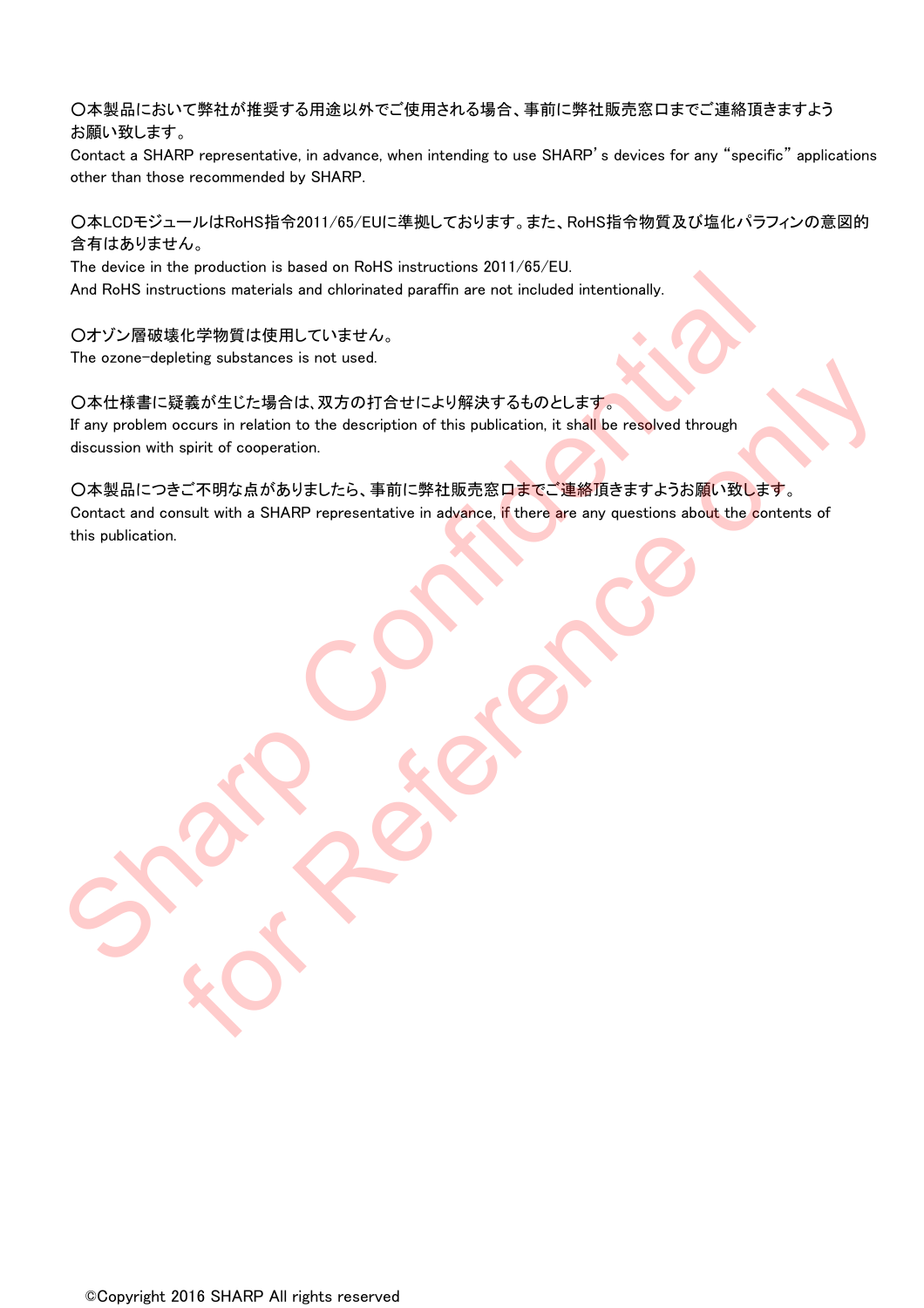〇本製品において弊社が推奨する用途以外でご使用される場合、事前に弊社販売窓口までご連絡頂きますようお願い致します。
Contact a SHARP representative, in advance, when intending to use SHARP's devices for any "specific" applications other than those recommended by SHARP.

〇本LCDモジュールはRoHS指令2011/65/EUに準拠しております。また、RoHS指令物質及び塩化パラフィンの意図的含有はありません。
The device in the production is based on RoHS instructions 2011/65/EU.
And RoHS instructions materials and chlorinated paraffin are not included intentionally.

〇オゾン層破壊化学物質は使用していません。
The ozone-depleting substances is not used.

〇本仕様書に疑義が生じた場合は、双方の打合せにより解決するものとします。
If any problem occurs in relation to the description of this publication, it shall be resolved through discussion with spirit of cooperation.

〇本製品につきご不明な点がありましたら、事前に弊社販売窓口までご連絡頂きますようお願い致します。
Contact and consult with a SHARP representative in advance, if there are any questions about the contents of this publication.

©Copyright 2016 SHARP All rights reserved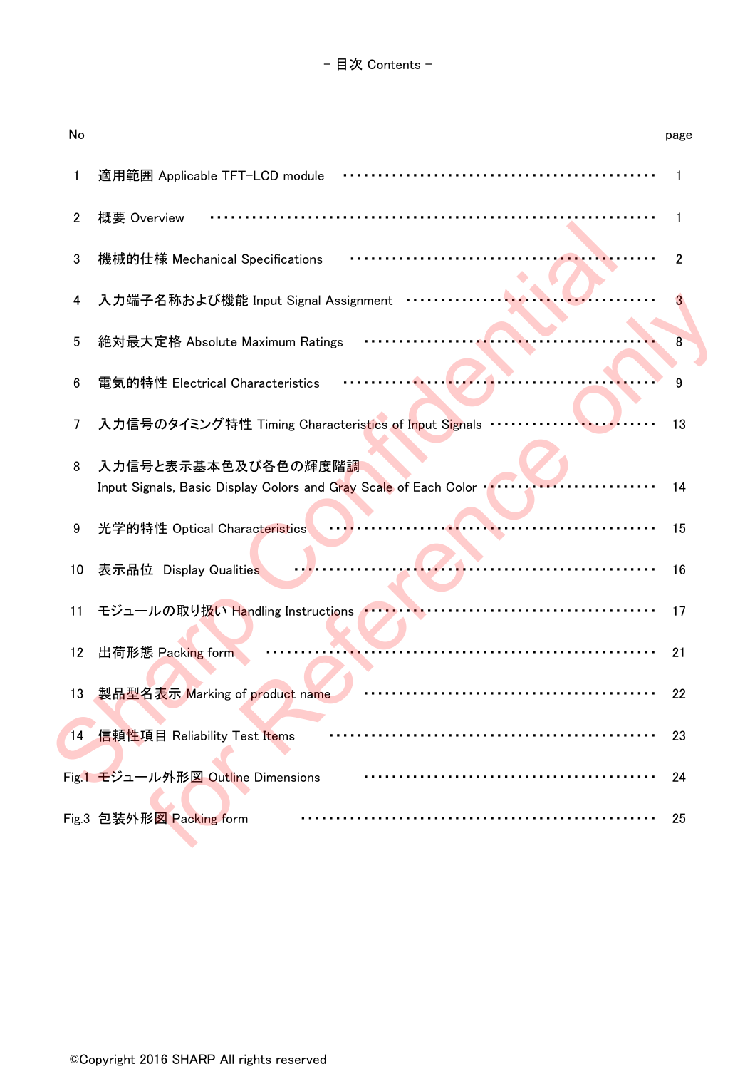# - 目次 Contents -

| No | | page |
|---|---|---|
| 1 | 適用範囲 Applicable TFT-LCD module | 1 |
| 2 | 概要 Overview | 1 |
| 3 | 機械的仕様 Mechanical Specifications | 2 |
| 4 | 入力端子名称および機能 Input Signal Assignment | 3 |
| 5 | 絶対最大定格 Absolute Maximum Ratings | 8 |
| 6 | 電気的特性 Electrical Characteristics | 9 |
| 7 | 入力信号のタイミング特性 Timing Characteristics of Input Signals | 13 |
| 8 | 入力信号と表示基本色及び各色の輝度階調 Input Signals, Basic Display Colors and Gray Scale of Each Color | 14 |
| 9 | 光学的特性 Optical Characteristics | 15 |
| 10 | 表示品位 Display Qualities | 16 |
| 11 | モジュールの取り扱い Handling Instructions | 17 |
| 12 | 出荷形態 Packing form | 21 |
| 13 | 製品型名表示 Marking of product name | 22 |
| 14 | 信頼性項目 Reliability Test Items | 23 |
| Fig.1 | モジュール外形図 Outline Dimensions | 24 |
| Fig.3 | 包装外形図 Packing form | 25 |

Sharp Confidential for Reference only

©Copyright 2016 SHARP All rights reserved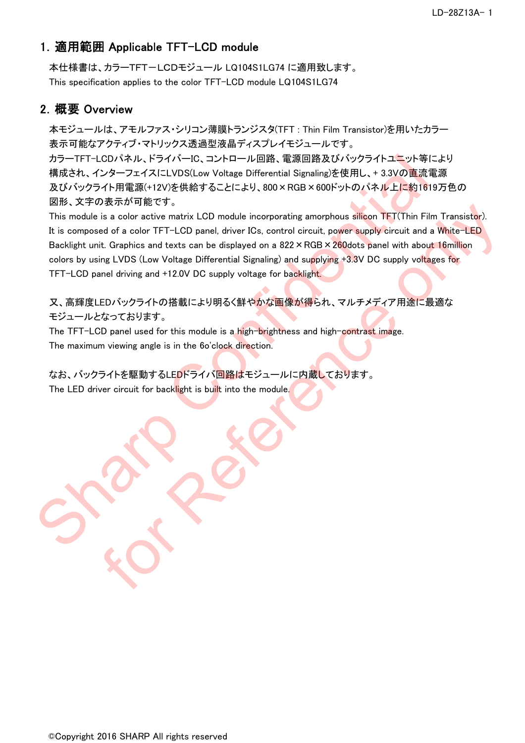## 1. 適用範囲 Applicable TFT-LCD module

本仕様書は、カラーTFT－LCDモジュール LQ104S1LG74 に適用致します。
This specification applies to the color TFT-LCD module LQ104S1LG74

## 2. 概要 Overview

本モジュールは、アモルファス・シリコン薄膜トランジスタ(TFT : Thin Film Transistor)を用いたカラー表示可能なアクティブ・マトリックス透過型液晶ディスプレイモジュールです。
カラーTFT-LCDパネル、ドライバーIC、コントロール回路、電源回路及びバックライトユニット等により構成され、インターフェイスにLVDS(Low Voltage Differential Signaling)を使用し、+ 3.3Vの直流電源及びバックライト用電源(+12V)を供給することにより、800×RGB×600ドットのパネル上に約1619万色の図形、文字の表示が可能です。
This module is a color active matrix LCD module incorporating amorphous silicon TFT(Thin Film Transistor). It is composed of a color TFT-LCD panel, driver ICs, control circuit, power supply circuit and a White-LED Backlight unit. Graphics and texts can be displayed on a 822×RGB×260dots panel with about 16million colors by using LVDS (Low Voltage Differential Signaling) and supplying +3.3V DC supply voltages for TFT-LCD panel driving and +12.0V DC supply voltage for backlight.

又、高輝度LEDバックライトの搭載により明るく鮮やかな画像が得られ、マルチメディア用途に最適なモジュールとなっております。
The TFT-LCD panel used for this module is a high-brightness and high-contrast image.
The maximum viewing angle is in the 6o'clock direction.

なお、バックライトを駆動するLEDドライバ回路はモジュールに内蔵しております。
The LED driver circuit for backlight is built into the module.

©Copyright 2016 SHARP All rights reserved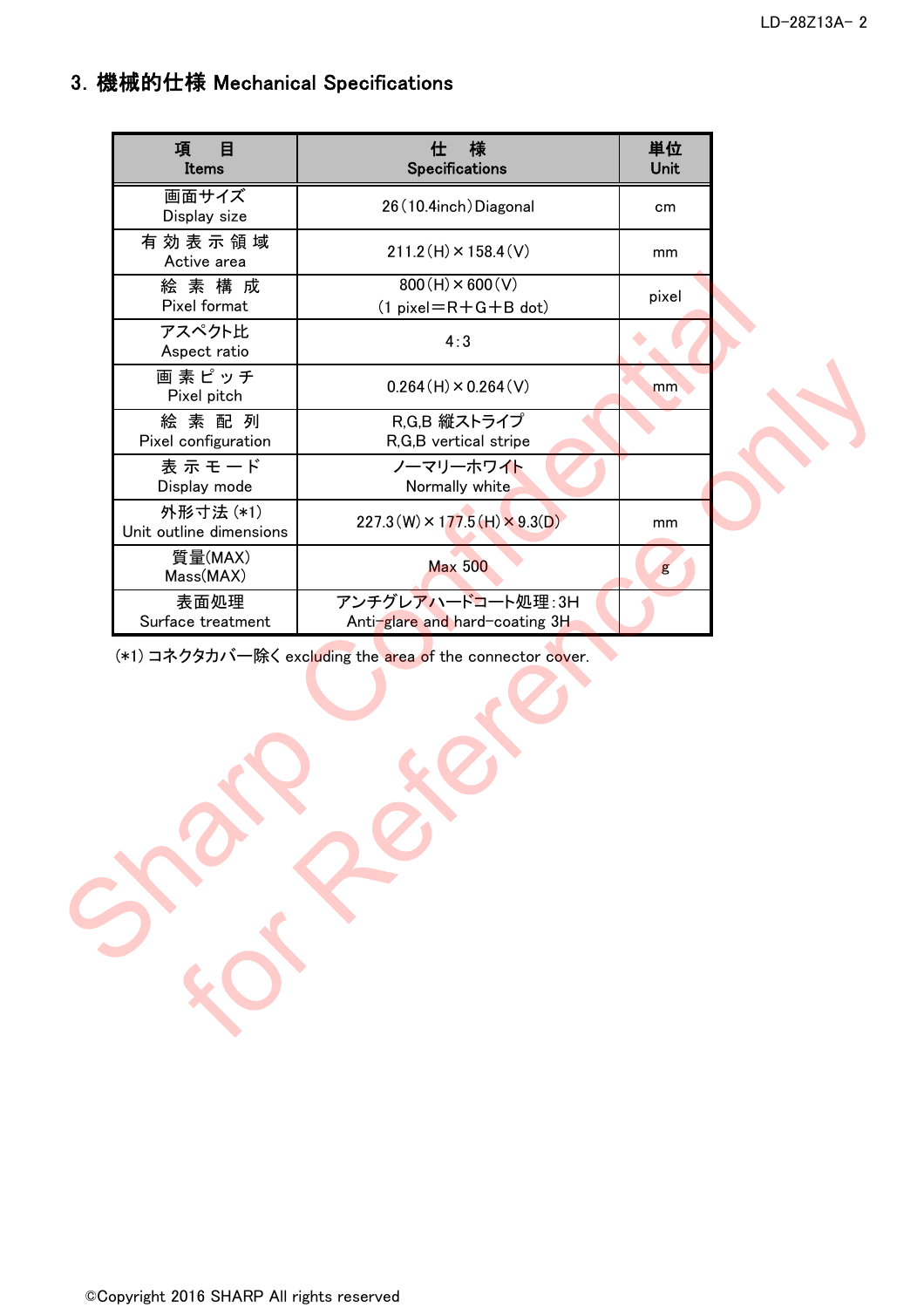## 3. 機械的仕様 Mechanical Specifications

| 項　目<br>Items | 仕　様<br>Specifications | 単位<br>Unit |
|---|---|---|
| 画面サイズ<br>Display size | 26（10.4inch）Diagonal | cm |
| 有 効 表 示 領 域<br>Active area | 211.2（H）× 158.4（V） | mm |
| 絵 素 構 成<br>Pixel format | 800（H）× 600（V）<br>（1 pixel＝R＋G＋B dot） | pixel |
| アスペクト比<br>Aspect ratio | 4：3 | |
| 画 素 ピ ッ チ<br>Pixel pitch | 0.264（H）× 0.264（V） | mm |
| 絵 素 配 列<br>Pixel configuration | R,G,B 縦ストライプ<br>R,G,B vertical stripe | |
| 表 示 モ ー ド<br>Display mode | ノーマリーホワイト<br>Normally white | |
| 外形寸法 (*1)<br>Unit outline dimensions | 227.3（W）× 177.5（H）× 9.3(D) | mm |
| 質量(MAX)<br>Mass(MAX) | Max 500 | g |
| 表面処理<br>Surface treatment | アンチグレアハードコート処理：3H<br>Anti-glare and hard-coating 3H | |

(*1) コネクタカバー除く excluding the area of the connector cover.

©Copyright 2016 SHARP All rights reserved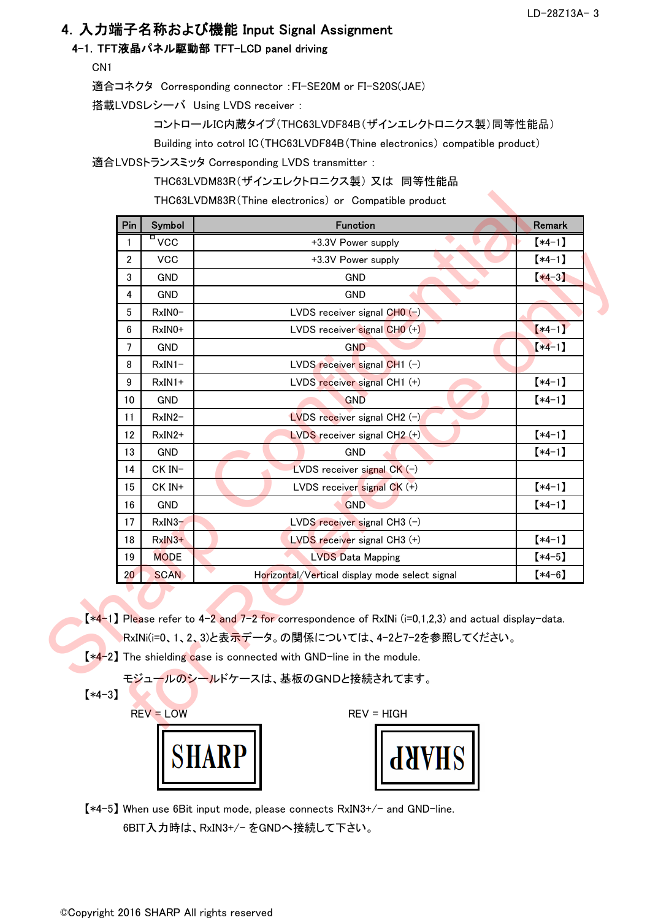## 4. 入力端子名称および機能 Input Signal Assignment

### 4-1. TFT液晶パネル駆動部 TFT-LCD panel driving

CN1

適合コネクタ Corresponding connector : FI-SE20M or FI-S20S(JAE)

搭載LVDSレシーバ Using LVDS receiver :

コントロールIC内蔵タイプ(THC63LVDF84B(ザインエレクトロニクス製)同等性能品)

Building into cotrol IC(THC63LVDF84B(Thine electronics) compatible product)

適合LVDSトランスミッタ Corresponding LVDS transmitter :

THC63LVDM83R(ザインエレクトロニクス製) 又は 同等性能品

THC63LVDM83R(Thine electronics) or Compatible product

| Pin | Symbol | Function | Remark |
|---|---|---|---|
| 1 | VCC | +3.3V Power supply | 【*4-1】 |
| 2 | VCC | +3.3V Power supply | 【*4-1】 |
| 3 | GND | GND | 【*4-3】 |
| 4 | GND | GND | |
| 5 | RxIN0- | LVDS receiver signal CH0 (-) | |
| 6 | RxIN0+ | LVDS receiver signal CH0 (+) | 【*4-1】 |
| 7 | GND | GND | 【*4-1】 |
| 8 | RxIN1- | LVDS receiver signal CH1 (-) | |
| 9 | RxIN1+ | LVDS receiver signal CH1 (+) | 【*4-1】 |
| 10 | GND | GND | 【*4-1】 |
| 11 | RxIN2- | LVDS receiver signal CH2 (-) | |
| 12 | RxIN2+ | LVDS receiver signal CH2 (+) | 【*4-1】 |
| 13 | GND | GND | 【*4-1】 |
| 14 | CK IN- | LVDS receiver signal CK (-) | |
| 15 | CK IN+ | LVDS receiver signal CK (+) | 【*4-1】 |
| 16 | GND | GND | 【*4-1】 |
| 17 | RxIN3- | LVDS receiver signal CH3 (-) | |
| 18 | RxIN3+ | LVDS receiver signal CH3 (+) | 【*4-1】 |
| 19 | MODE | LVDS Data Mapping | 【*4-5】 |
| 20 | SCAN | Horizontal/Vertical display mode select signal | 【*4-6】 |

【*4-1】Please refer to 4-2 and 7-2 for correspondence of RxINi (i=0,1,2,3) and actual display-data.
RxINi(i=0、1、2、3)と表示データ。の関係については、4-2と7-2を参照してください。

【*4-2】The shielding case is connected with GND-line in the module.
モジュールのシールドケースは、基板のGNDと接続されてます。

【*4-3】

REV = LOW　　　　REV = HIGH

【*4-5】When use 6Bit input mode, please connects RxIN3+/- and GND-line.
6BIT入力時は、RxIN3+/- をGNDへ接続して下さい。

©Copyright 2016 SHARP All rights reserved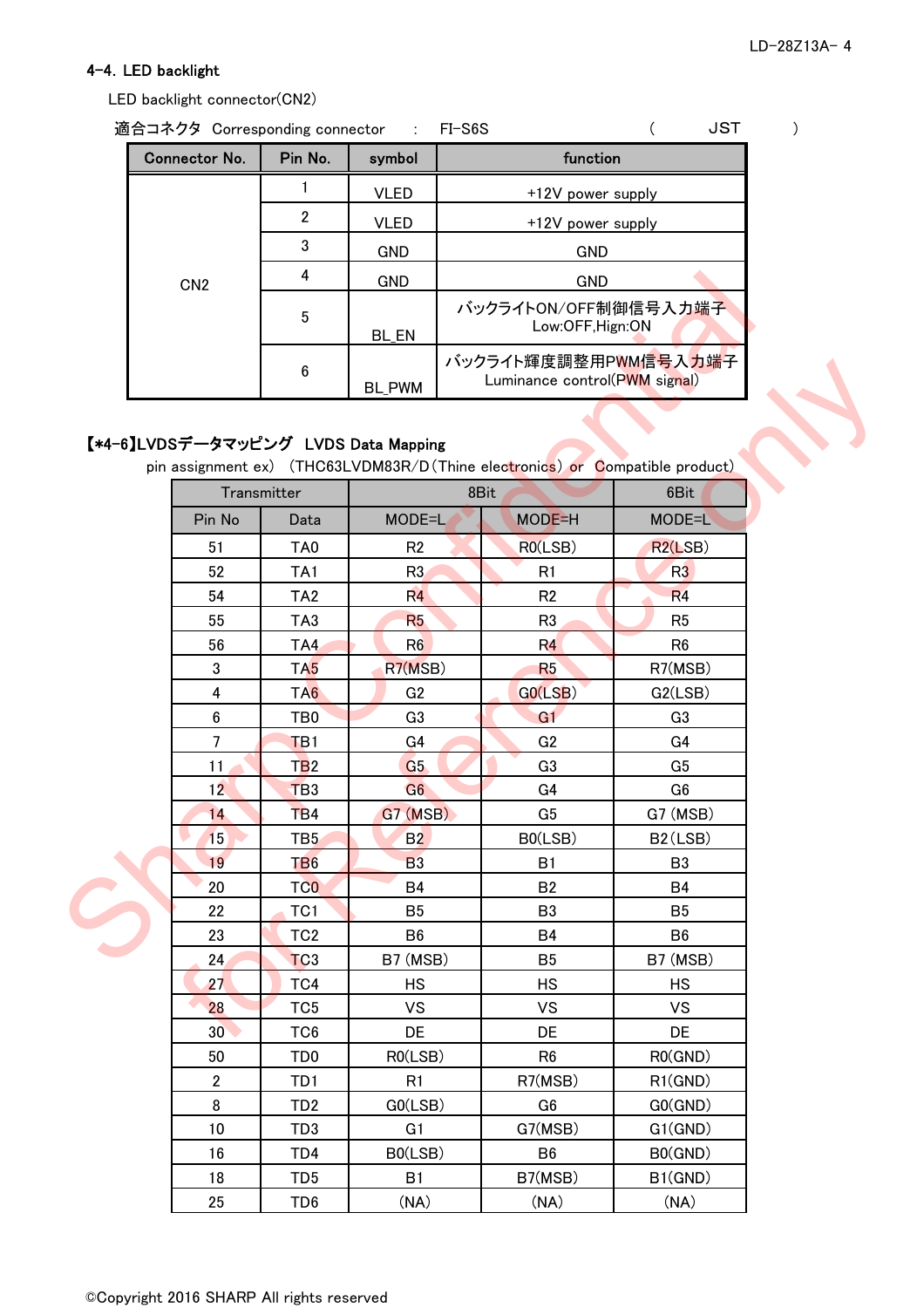## 4-4. LED backlight

LED backlight connector(CN2)

適合コネクタ Corresponding connector : FI-S6S ( JST )

| Connector No. | Pin No. | symbol | function |
|---|---|---|---|
| CN2 | 1 | VLED | +12V power supply |
| | 2 | VLED | +12V power supply |
| | 3 | GND | GND |
| | 4 | GND | GND |
| | 5 | BL_EN | バックライトON/OFF制御信号入力端子<br>Low:OFF,Hign:ON |
| | 6 | BL_PWM | バックライト輝度調整用PWM信号入力端子<br>Luminance control(PWM signal) |

## 【*4-6】LVDSデータマッピング LVDS Data Mapping

pin assignment ex) (THC63LVDM83R/D(Thine electronics) or Compatible product)

| Transmitter | | 8Bit | | 6Bit |
|---|---|---|---|---|
| Pin No | Data | MODE=L | MODE=H | MODE=L |
| 51 | TA0 | R2 | R0(LSB) | R2(LSB) |
| 52 | TA1 | R3 | R1 | R3 |
| 54 | TA2 | R4 | R2 | R4 |
| 55 | TA3 | R5 | R3 | R5 |
| 56 | TA4 | R6 | R4 | R6 |
| 3 | TA5 | R7(MSB) | R5 | R7(MSB) |
| 4 | TA6 | G2 | G0(LSB) | G2(LSB) |
| 6 | TB0 | G3 | G1 | G3 |
| 7 | TB1 | G4 | G2 | G4 |
| 11 | TB2 | G5 | G3 | G5 |
| 12 | TB3 | G6 | G4 | G6 |
| 14 | TB4 | G7 (MSB) | G5 | G7 (MSB) |
| 15 | TB5 | B2 | B0(LSB) | B2(LSB) |
| 19 | TB6 | B3 | B1 | B3 |
| 20 | TC0 | B4 | B2 | B4 |
| 22 | TC1 | B5 | B3 | B5 |
| 23 | TC2 | B6 | B4 | B6 |
| 24 | TC3 | B7 (MSB) | B5 | B7 (MSB) |
| 27 | TC4 | HS | HS | HS |
| 28 | TC5 | VS | VS | VS |
| 30 | TC6 | DE | DE | DE |
| 50 | TD0 | R0(LSB) | R6 | R0(GND) |
| 2 | TD1 | R1 | R7(MSB) | R1(GND) |
| 8 | TD2 | G0(LSB) | G6 | G0(GND) |
| 10 | TD3 | G1 | G7(MSB) | G1(GND) |
| 16 | TD4 | B0(LSB) | B6 | B0(GND) |
| 18 | TD5 | B1 | B7(MSB) | B1(GND) |
| 25 | TD6 | (NA) | (NA) | (NA) |

©Copyright 2016 SHARP All rights reserved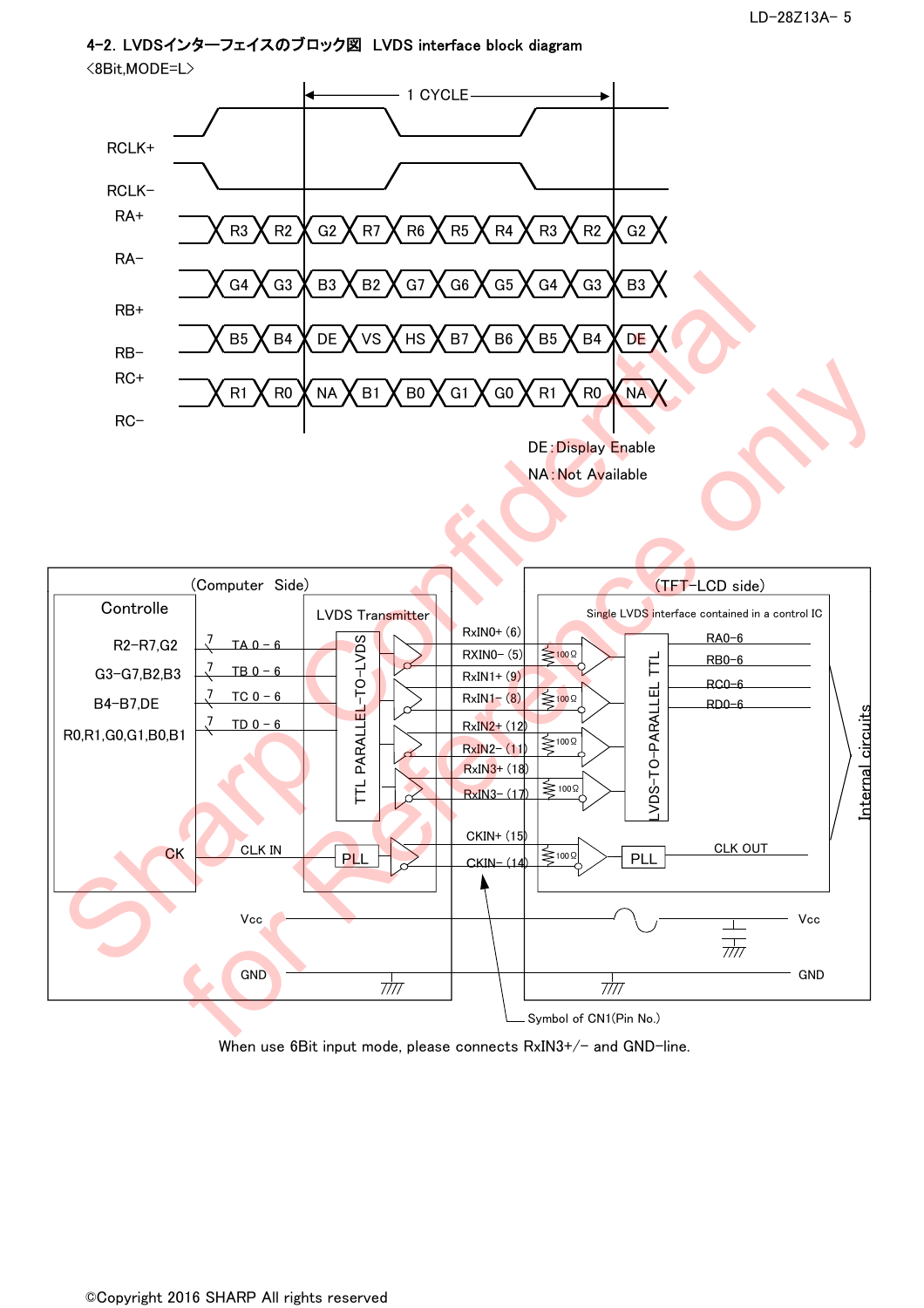## 4-2. LVDSインターフェイスのブロック図 LVDS interface block diagram

<8Bit,MODE=L>

1 CYCLE

RCLK+

RCLK−

| Signal | | | | | | | | | | |
|---|---|---|---|---|---|---|---|---|---|---|
| RA+ / RA− | R3 | R2 | G2 | R7 | R6 | R5 | R4 | R3 | R2 | G2 |
| RB+ / RB− | G4 | G3 | B3 | B2 | G7 | G6 | G5 | G4 | G3 | B3 |
| RC+ / RC− | B5 | B4 | DE | VS | HS | B7 | B6 | B5 | B4 | DE |
| RD+ / RD− | R1 | R0 | NA | B1 | B0 | G1 | G0 | R1 | R0 | NA |

DE：Display Enable

NA：Not Available

(Computer Side)

Controlle

| Controller signals | Transmitter input |
|---|---|
| R2−R7,G2 | 7 TA 0 − 6 |
| G3−G7,B2,B3 | 7 TB 0 − 6 |
| B4−B7,DE | 7 TC 0 − 6 |
| R0,R1,G0,G1,B0,B1 | 7 TD 0 − 6 |
| CK | CLK IN |

LVDS Transmitter

TTL PARALLEL−TO−LVDS

PLL

RxIN0+ (6), RXIN0− (5), RxIN1+ (9), RxIN1− (8), RxIN2+ (12), RxIN2− (11), RxIN3+ (18), RxIN3− (17), CKIN+ (15), CKIN− (14)

100Ω

(TFT−LCD side)

Single LVDS interface contained in a control IC

LVDS−TO−PARALLEL TTL

RA0−6, RB0−6, RC0−6, RD0−6

PLL — CLK OUT

Internal circuits

Vcc — Vcc

GND — GND

Symbol of CN1(Pin No.)

When use 6Bit input mode, please connects RxIN3+/− and GND−line.

©Copyright 2016 SHARP All rights reserved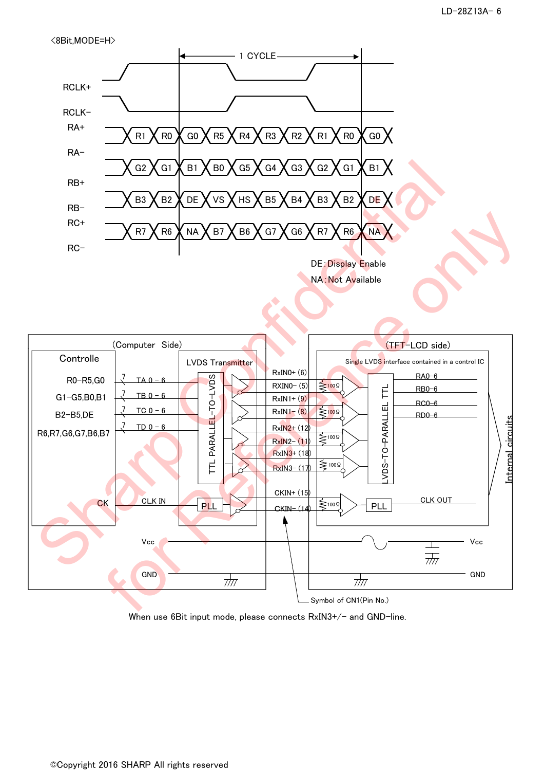<8Bit,MODE=H>

| Signal | | | | | | | | | | |
|---|---|---|---|---|---|---|---|---|---|---|
| RA+ / RA− | R1 | R0 | G0 | R5 | R4 | R3 | R2 | R1 | R0 | G0 |
| RB+ / RB− | G2 | G1 | B1 | B0 | G5 | G4 | G3 | G2 | G1 | B1 |
| RC+ / RC− | B3 | B2 | DE | VS | HS | B5 | B4 | B3 | B2 | DE |
| RD+ / RD− | R7 | R6 | NA | B7 | B6 | G7 | G6 | R7 | R6 | NA |

RCLK+ / RCLK− — 1 CYCLE

DE : Display Enable

NA : Not Available

(Computer Side)

Controlle: R0−R5,G0 — TA 0 − 6; G1−G5,B0,B1 — TB 0 − 6; B2−B5,DE — TC 0 − 6; R6,R7,G6,G7,B6,B7 — TD 0 − 6; CK — CLK IN

LVDS Transmitter: TTL PARALLEL−TO−LVDS, PLL

(TFT−LCD side)

Single LVDS interface contained in a control IC: LVDS−TO−PARALLEL TTL (RA0−6, RB0−6, RC0−6, RD0−6), PLL (CLK OUT), Internal circuits

RxIN0+ (6), RXIN0− (5), RxIN1+ (9), RxIN1− (8), RxIN2+ (12), RxIN2− (11), RxIN3+ (18), RxIN3− (17), CKIN+ (15), CKIN− (14) — 100Ω

Vcc, GND

Symbol of CN1(Pin No.)

When use 6Bit input mode, please connects RxIN3+/− and GND−line.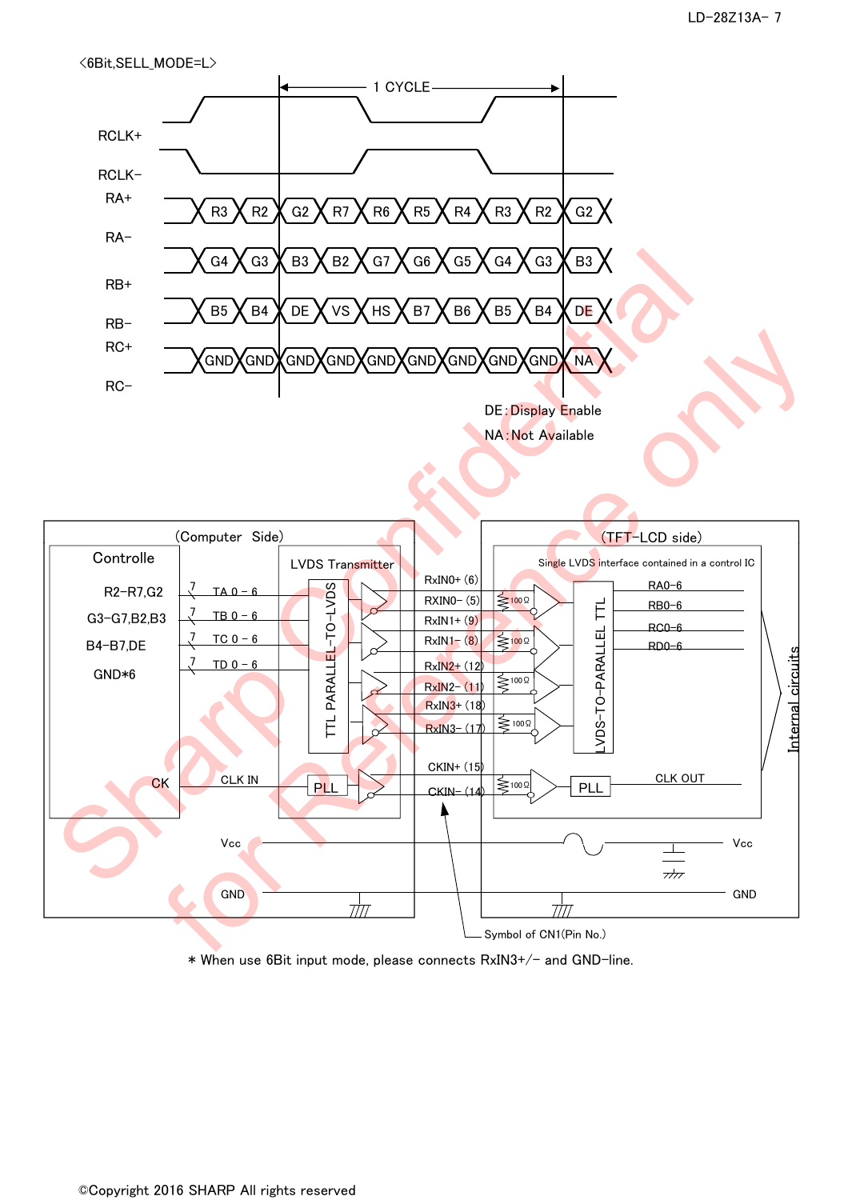<6Bit,SELL_MODE=L>

| | | | | | | | | | | |
|---|---|---|---|---|---|---|---|---|---|---|
| RA+ / RA− | R3 | R2 | G2 | R7 | R6 | R5 | R4 | R3 | R2 | G2 |
| RB+ / RB− | G4 | G3 | B3 | B2 | G7 | G6 | G5 | G4 | G3 | B3 |
| RC+ / RC− | B5 | B4 | DE | VS | HS | B7 | B6 | B5 | B4 | DE |
| | GND | GND | GND | GND | GND | GND | GND | GND | GND | NA |

RCLK+, RCLK−, 1 CYCLE

DE : Display Enable

NA : Not Available

(Computer Side)

Controlle: R2−R7,G2 / G3−G7,B2,B3 / B4−B7,DE / GND*6 / CK

LVDS Transmitter: TA 0 − 6, TB 0 − 6, TC 0 − 6, TD 0 − 6, CLK IN, TTL PARALLEL−TO−LVDS, PLL

RxIN0+ (6), RXIN0− (5), RxIN1+ (9), RxIN1− (8), RxIN2+ (12), RxIN2− (11), RxIN3+ (18), RxIN3− (17), CKIN+ (15), CKIN− (14)

(TFT−LCD side)

Single LVDS interface contained in a control IC: 100Ω, LVDS−TO−PARALLEL TTL, RA0−6, RB0−6, RC0−6, RD0−6, PLL, CLK OUT, Internal circuits

Vcc, GND

Symbol of CN1(Pin No.)

* When use 6Bit input mode, please connects RxIN3+/− and GND−line.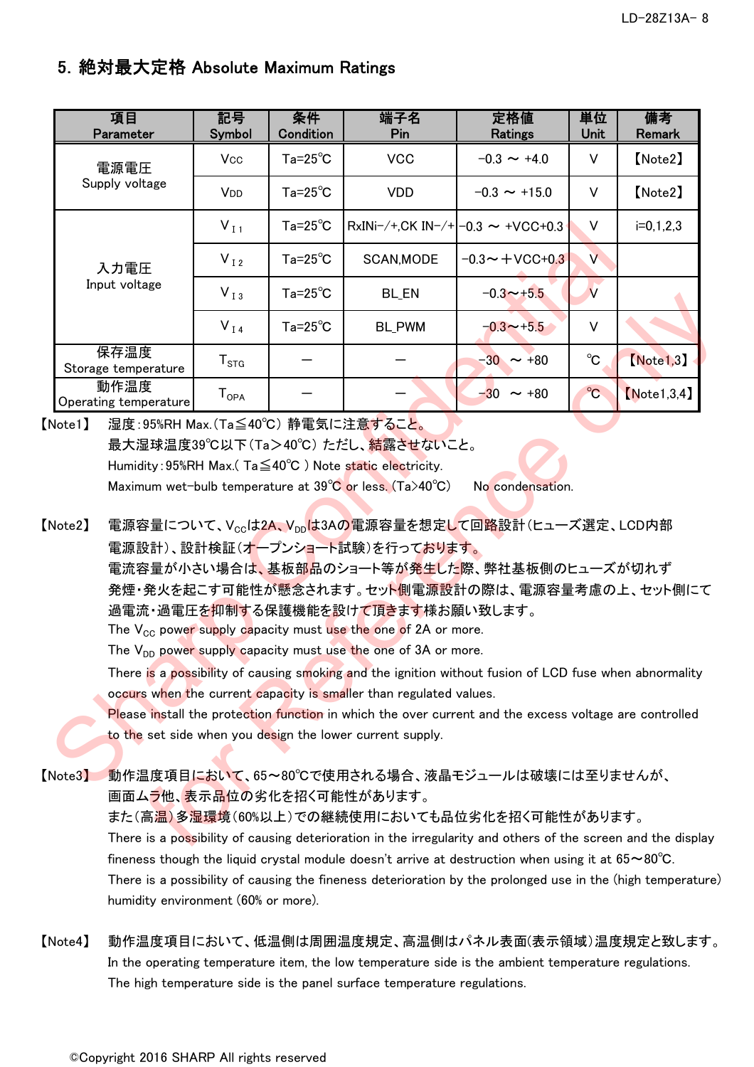## 5. 絶対最大定格 Absolute Maximum Ratings

| 項目<br>Parameter | 記号<br>Symbol | 条件<br>Condition | 端子名<br>Pin | 定格値<br>Ratings | 単位<br>Unit | 備考<br>Remark |
|---|---|---|---|---|---|---|
| 電源電圧<br>Supply voltage | $V_{CC}$ | Ta=25℃ | VCC | −0.3 ～ +4.0 | V | 【Note2】 |
| | $V_{DD}$ | Ta=25℃ | VDD | −0.3 ～ +15.0 | V | 【Note2】 |
| 入力電圧<br>Input voltage | $V_{I1}$ | Ta=25℃ | RxINi−/+,CK IN−/+ | −0.3 ～ +VCC+0.3 | V | i=0,1,2,3 |
| | $V_{I2}$ | Ta=25℃ | SCAN,MODE | −0.3～＋VCC+0.3 | V | |
| | $V_{I3}$ | Ta=25℃ | BL_EN | −0.3～+5.5 | V | |
| | $V_{I4}$ | Ta=25℃ | BL_PWM | −0.3～+5.5 | V | |
| 保存温度<br>Storage temperature | $T_{STG}$ | − | − | −30 ～ +80 | ℃ | 【Note1,3】 |
| 動作温度<br>Operating temperature | $T_{OPA}$ | − | − | −30 ～ +80 | ℃ | 【Note1,3,4】 |

【Note1】 湿度：95%RH Max.（Ta≦40℃） 静電気に注意すること。
最大湿球温度39℃以下（Ta＞40℃） ただし、結露させないこと。
Humidity：95%RH Max.（ Ta≦40℃ ） Note static electricity.
Maximum wet-bulb temperature at 39℃ or less. (Ta>40℃)  No condensation.

【Note2】 電源容量について、$V_{CC}$は2A、$V_{DD}$は3Aの電源容量を想定して回路設計（ヒューズ選定、LCD内部電源設計）、設計検証（オープンショート試験）を行っております。
電流容量が小さい場合は、基板部品のショート等が発生した際、弊社基板側のヒューズが切れず発煙・発火を起こす可能性が懸念されます。セット側電源設計の際は、電源容量考慮の上、セット側にて過電流・過電圧を抑制する保護機能を設けて頂きます様お願い致します。
The $V_{CC}$ power supply capacity must use the one of 2A or more.
The $V_{DD}$ power supply capacity must use the one of 3A or more.
There is a possibility of causing smoking and the ignition without fusion of LCD fuse when abnormality occurs when the current capacity is smaller than regulated values.
Please install the protection function in which the over current and the excess voltage are controlled to the set side when you design the lower current supply.

【Note3】 動作温度項目において、65～80℃で使用される場合、液晶モジュールは破壊には至りませんが、画面ムラ他、表示品位の劣化を招く可能性があります。
また（高温）多湿環境（60%以上）での継続使用においても品位劣化を招く可能性があります。
There is a possibility of causing deterioration in the irregularity and others of the screen and the display fineness though the liquid crystal module doesn't arrive at destruction when using it at 65～80℃.
There is a possibility of causing the fineness deterioration by the prolonged use in the (high temperature) humidity environment (60% or more).

【Note4】 動作温度項目において、低温側は周囲温度規定、高温側はパネル表面（表示領域）温度規定と致します。
In the operating temperature item, the low temperature side is the ambient temperature regulations.
The high temperature side is the panel surface temperature regulations.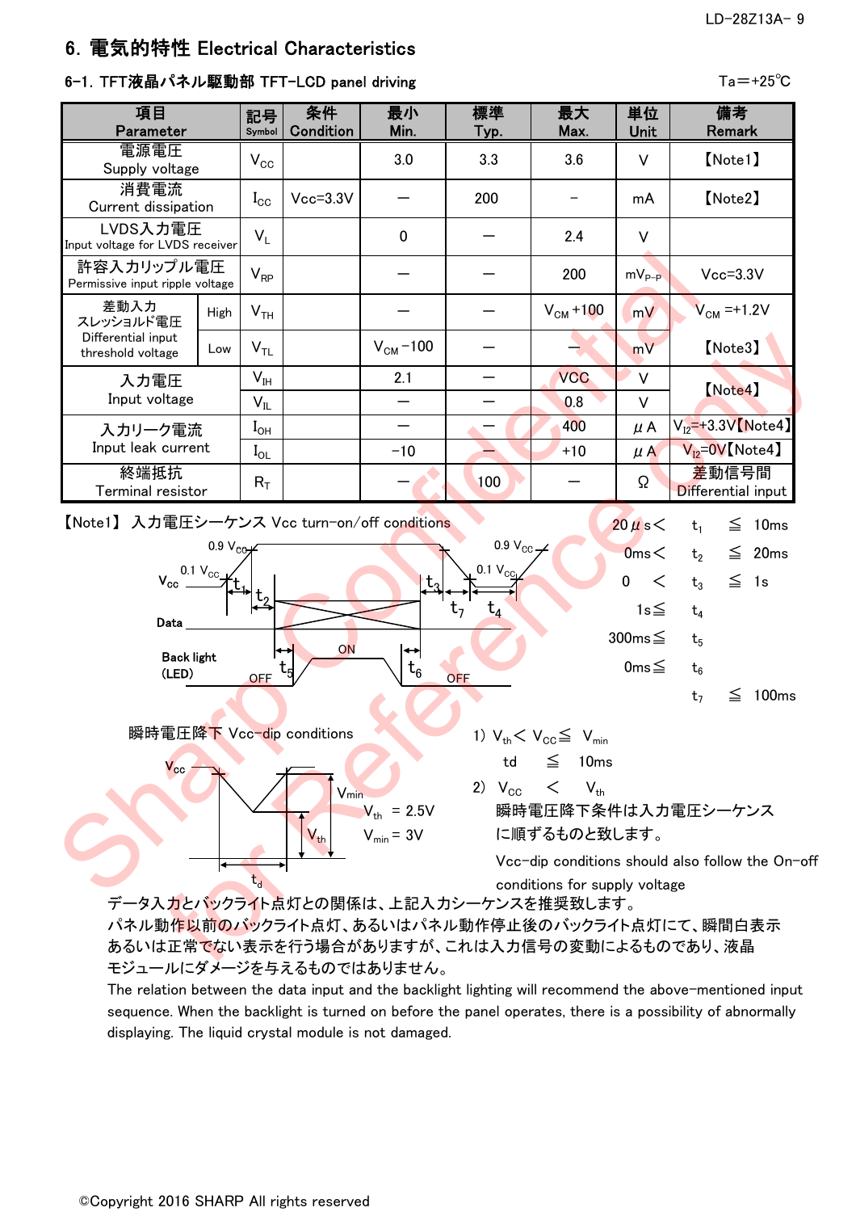# 6. 電気的特性 Electrical Characteristics

## 6-1. TFT液晶パネル駆動部 TFT-LCD panel driving

Ta＝+25℃

| 項目 Parameter | | 記号 Symbol | 条件 Condition | 最小 Min. | 標準 Typ. | 最大 Max. | 単位 Unit | 備考 Remark |
|---|---|---|---|---|---|---|---|---|
| 電源電圧 Supply voltage | | $V_{CC}$ | | 3.0 | 3.3 | 3.6 | V | 【Note1】 |
| 消費電流 Current dissipation | | $I_{CC}$ | Vcc=3.3V | ― | 200 | - | mA | 【Note2】 |
| LVDS入力電圧 Input voltage for LVDS receiver | | $V_L$ | | 0 | ― | 2.4 | V | |
| 許容入力リップル電圧 Permissive input ripple voltage | | $V_{RP}$ | | ― | ― | 200 | $mV_{P-P}$ | Vcc=3.3V |
| 差動入力スレッショルド電圧 Differential input threshold voltage | High | $V_{TH}$ | | ― | ― | $V_{CM}$+100 | mV | $V_{CM}$=+1.2V |
| | Low | $V_{TL}$ | | $V_{CM}$−100 | ― | ― | mV | 【Note3】 |
| 入力電圧 Input voltage | | $V_{IH}$ | | 2.1 | ― | VCC | V | 【Note4】 |
| | | $V_{IL}$ | | ― | ― | 0.8 | V | |
| 入力リーク電流 Input leak current | | $I_{OH}$ | | ― | ― | 400 | μA | $V_{I2}$=+3.3V【Note4】 |
| | | $I_{OL}$ | | -10 | ― | +10 | μA | $V_{I2}$=0V【Note4】 |
| 終端抵抗 Terminal resistor | | $R_T$ | | ― | 100 | ― | Ω | 差動信号間 Differential input |

【Note1】 入力電圧シーケンス Vcc turn-on/off conditions

20μs＜ $t_1$ ≦ 10ms
0ms＜ $t_2$ ≦ 20ms
0 ＜ $t_3$ ≦ 1s
1s≦ $t_4$
300ms≦ $t_5$
0ms≦ $t_6$
$t_7$ ≦ 100ms

(Timing diagram: $V_{CC}$ rising 0.1 $V_{CC}$ → 0.9 $V_{CC}$ ($t_1$), $t_2$ to Data start; Data; Back light (LED) OFF → ON after $t_5$, ON → OFF $t_6$ before data end; $t_3$, $t_7$ fall 0.9 $V_{CC}$ → 0.1 $V_{CC}$, $t_4$.)

瞬時電圧降下 Vcc-dip conditions

(Diagram: $V_{CC}$ dip with levels $V_{min}$, $V_{th}$, duration $t_d$.)

$V_{th}$ = 2.5V
$V_{min}$ = 3V

1) $V_{th}$＜ $V_{CC}$≦ $V_{min}$
td ≦ 10ms

2) $V_{CC}$ ＜ $V_{th}$
瞬時電圧降下条件は入力電圧シーケンスに順ずるものと致します。
Vcc-dip conditions should also follow the On-off conditions for supply voltage

データ入力とバックライト点灯との関係は、上記入力シーケンスを推奨致します。
パネル動作以前のバックライト点灯、あるいはパネル動作停止後のバックライト点灯にて、瞬間白表示あるいは正常でない表示を行う場合がありますが、これは入力信号の変動によるものであり、液晶モジュールにダメージを与えるものではありません。
The relation between the data input and the backlight lighting will recommend the above-mentioned input sequence. When the backlight is turned on before the panel operates, there is a possibility of abnormally displaying. The liquid crystal module is not damaged.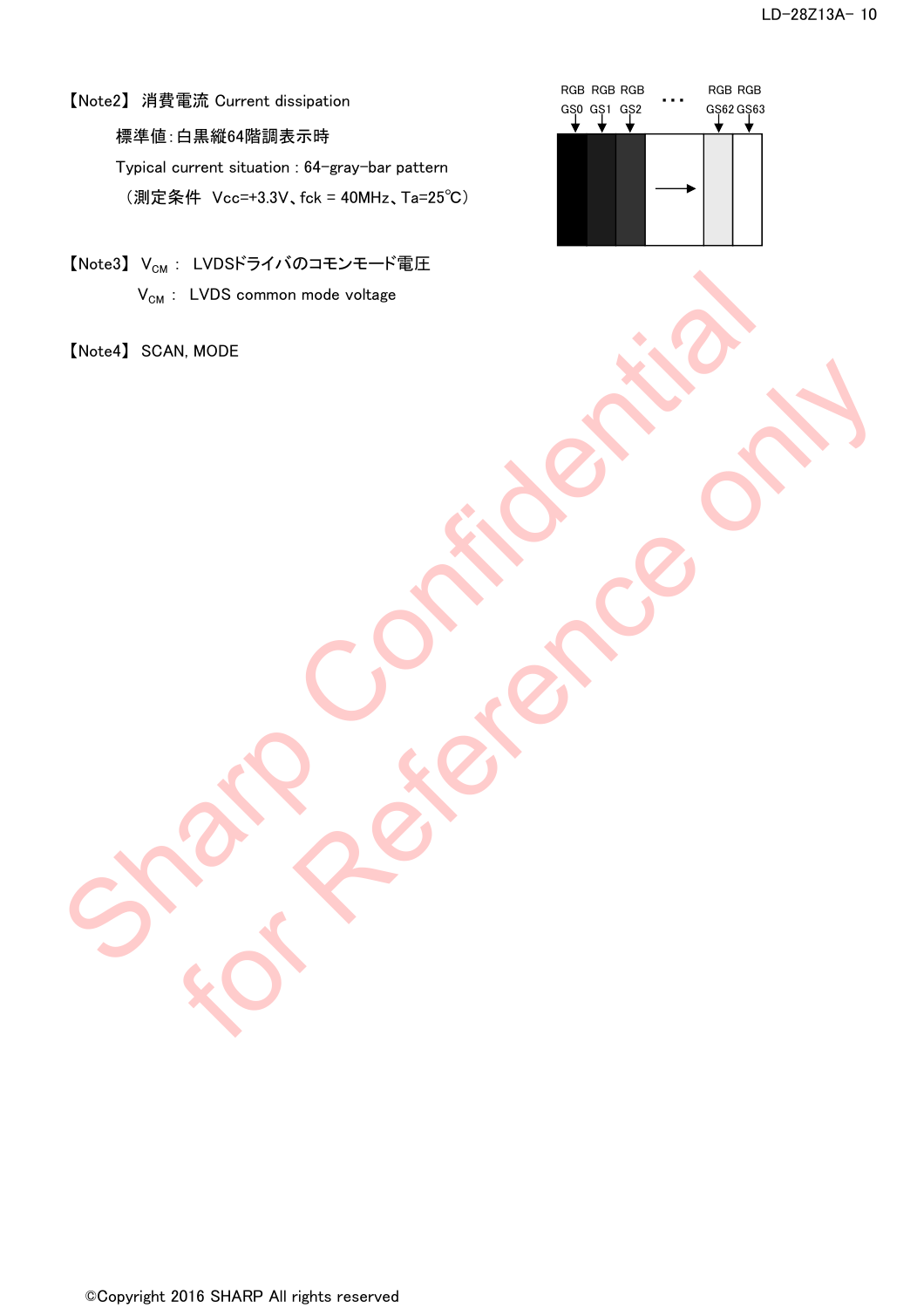【Note2】 消費電流 Current dissipation

標準値:白黒縦64階調表示時

Typical current situation : 64-gray-bar pattern

（測定条件　Vcc=+3.3V、fck = 40MHz、Ta=25℃）

RGB GS0　RGB GS1　RGB GS2　…　RGB GS62　RGB GS63

【Note3】 $V_{CM}$ :　LVDSドライバのコモンモード電圧

$V_{CM}$ :　LVDS common mode voltage

【Note4】 SCAN, MODE

©Copyright 2016 SHARP All rights reserved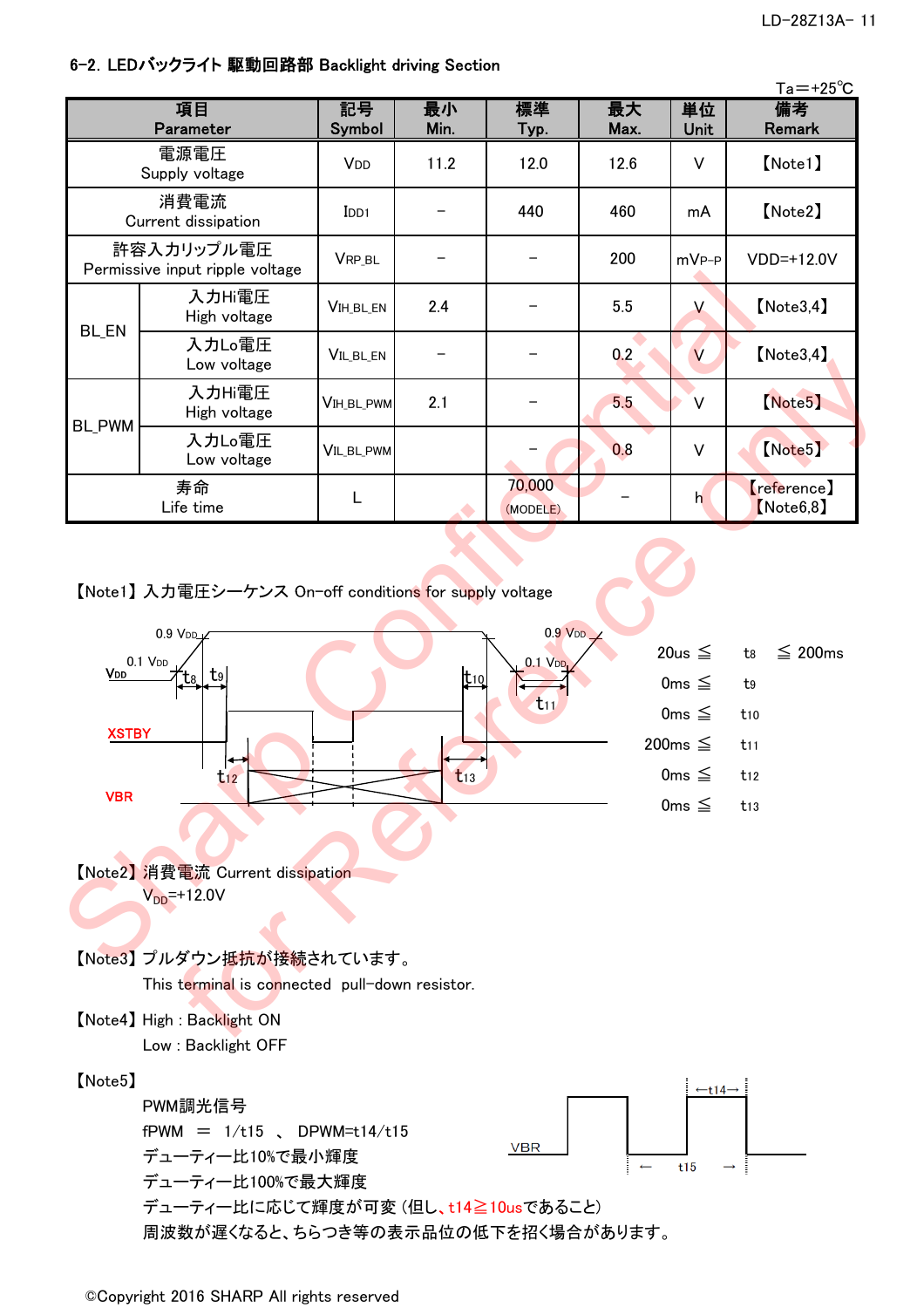## 6-2. LEDバックライト 駆動回路部 Backlight driving Section

Ta=+25℃

| 項目 Parameter | | 記号 Symbol | 最小 Min. | 標準 Typ. | 最大 Max. | 単位 Unit | 備考 Remark |
|---|---|---|---|---|---|---|---|
| 電源電圧 Supply voltage | | $V_{DD}$ | 11.2 | 12.0 | 12.6 | V | 【Note1】 |
| 消費電流 Current dissipation | | $I_{DD1}$ | － | 440 | 460 | mA | 【Note2】 |
| 許容入力リップル電圧 Permissive input ripple voltage | | $V_{RP\_BL}$ | － | － | 200 | $mV_{P-P}$ | VDD=+12.0V |
| BL_EN | 入力Hi電圧 High voltage | $V_{IH\_BL\_EN}$ | 2.4 | － | 5.5 | V | 【Note3,4】 |
| | 入力Lo電圧 Low voltage | $V_{IL\_BL\_EN}$ | － | － | 0.2 | V | 【Note3,4】 |
| BL_PWM | 入力Hi電圧 High voltage | $V_{IH\_BL\_PWM}$ | 2.1 | － | 5.5 | V | 【Note5】 |
| | 入力Lo電圧 Low voltage | $V_{IL\_BL\_PWM}$ | | － | 0.8 | V | 【Note5】 |
| 寿命 Life time | | L | | 70,000 (MODELE) | － | h | 【reference】【Note6,8】 |

【Note1】入力電圧シーケンス On-off conditions for supply voltage

(Timing diagram: $V_{DD}$, XSTBY, VBR; 0.9 $V_{DD}$, 0.1 $V_{DD}$, $t_8$, $t_9$, $t_{10}$, $t_{11}$, $t_{12}$, $t_{13}$)

20us ≦ $t_8$ ≦ 200ms
0ms ≦ $t_9$
0ms ≦ $t_{10}$
200ms ≦ $t_{11}$
0ms ≦ $t_{12}$
0ms ≦ $t_{13}$

【Note2】消費電流 Current dissipation
$V_{DD}$=+12.0V

【Note3】プルダウン抵抗が接続されています。
This terminal is connected pull-down resistor.

【Note4】High : Backlight ON
Low : Backlight OFF

【Note5】
PWM調光信号
fPWM ＝ 1/t15 、 DPWM=t14/t15
デューティー比10%で最小輝度
デューティー比100%で最大輝度
デューティー比に応じて輝度が可変 (但し、t14≧10usであること)
周波数が遅くなると、ちらつき等の表示品位の低下を招く場合があります。

(Waveform: VBR, ←t14→, ← t15 →)

©Copyright 2016 SHARP All rights reserved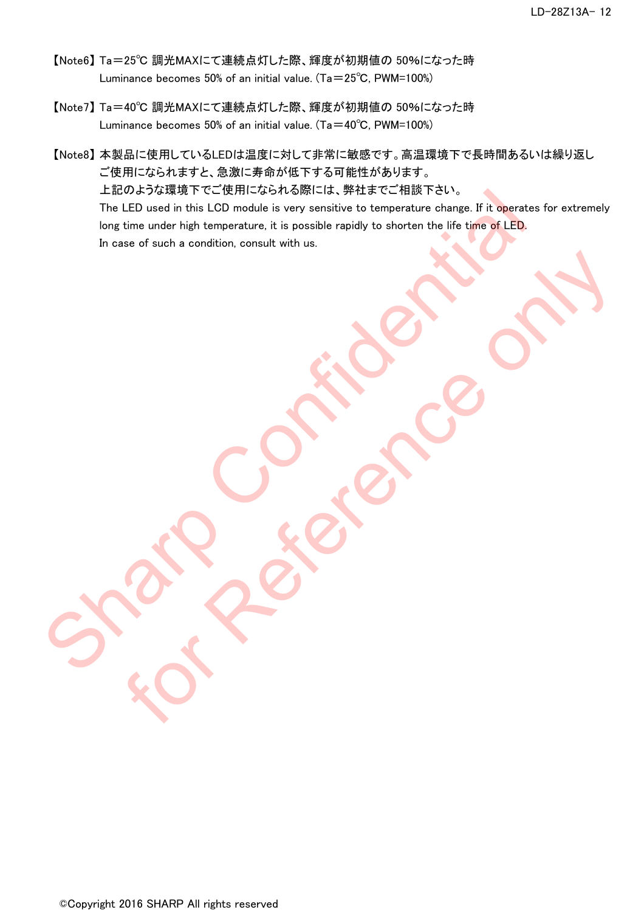【Note6】 Ta＝25℃ 調光MAXにて連続点灯した際、輝度が初期値の 50%になった時
Luminance becomes 50% of an initial value. (Ta＝25℃, PWM=100%)

【Note7】 Ta＝40℃ 調光MAXにて連続点灯した際、輝度が初期値の 50%になった時
Luminance becomes 50% of an initial value. (Ta＝40℃, PWM=100%)

【Note8】 本製品に使用しているLEDは温度に対して非常に敏感です。高温環境下で長時間あるいは繰り返しご使用になられますと、急激に寿命が低下する可能性があります。
上記のような環境下でご使用になられる際には、弊社までご相談下さい。
The LED used in this LCD module is very sensitive to temperature change. If it operates for extremely long time under high temperature, it is possible rapidly to shorten the life time of LED.
In case of such a condition, consult with us.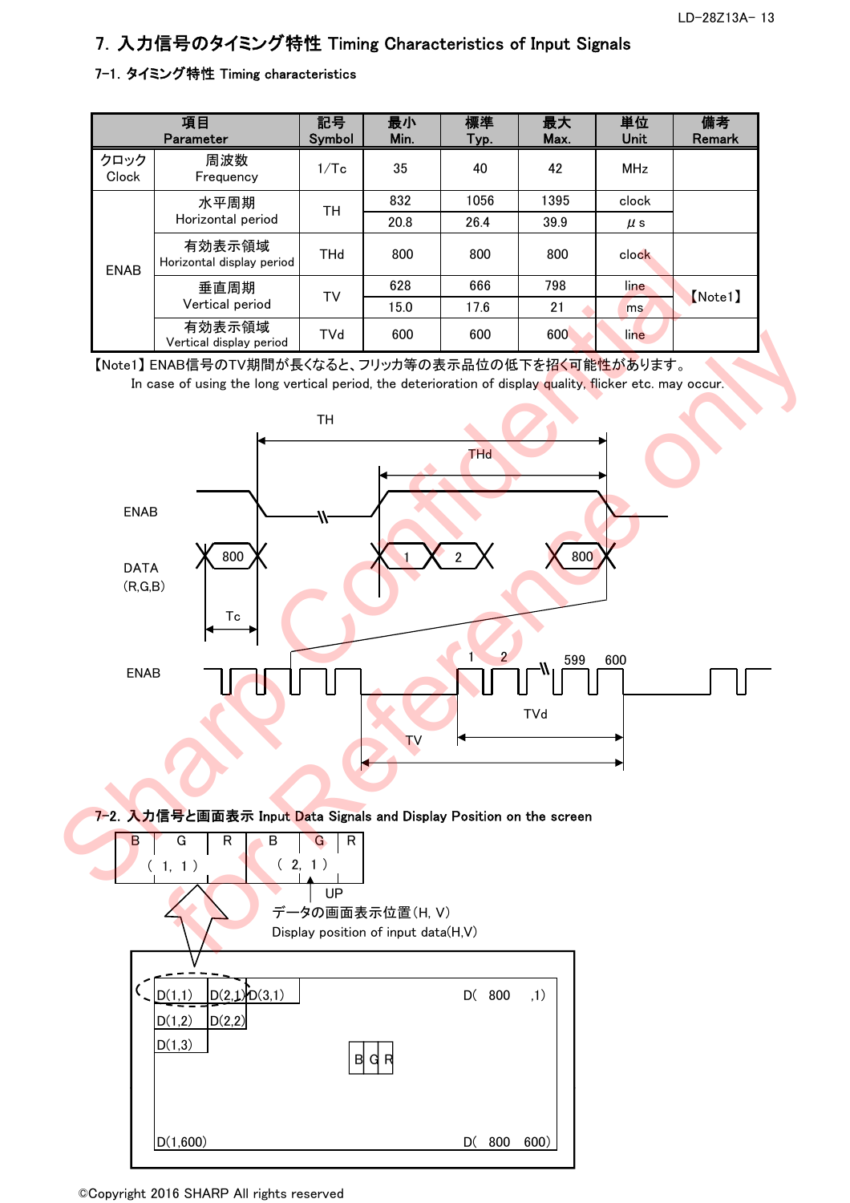# 7. 入力信号のタイミング特性 Timing Characteristics of Input Signals

## 7-1. タイミング特性 Timing characteristics

| 項目 Parameter | | 記号 Symbol | 最小 Min. | 標準 Typ. | 最大 Max. | 単位 Unit | 備考 Remark |
|---|---|---|---|---|---|---|---|
| クロック Clock | 周波数 Frequency | 1/Tc | 35 | 40 | 42 | MHz | |
| ENAB | 水平周期 Horizontal period | TH | 832 | 1056 | 1395 | clock | |
| | | | 20.8 | 26.4 | 39.9 | μs | |
| | 有効表示領域 Horizontal display period | THd | 800 | 800 | 800 | clock | |
| | 垂直周期 Vertical period | TV | 628 | 666 | 798 | line | 【Note1】 |
| | | | 15.0 | 17.6 | 21 | ms | |
| | 有効表示領域 Vertical display period | TVd | 600 | 600 | 600 | line | |

【Note1】ENAB信号のTV期間が長くなると、フリッカ等の表示品位の低下を招く可能性があります。
In case of using the long vertical period, the deterioration of display quality, flicker etc. may occur.

## 7-2. 入力信号と画面表示 Input Data Signals and Display Position on the screen

データの画面表示位置(H, V)
Display position of input data(H,V)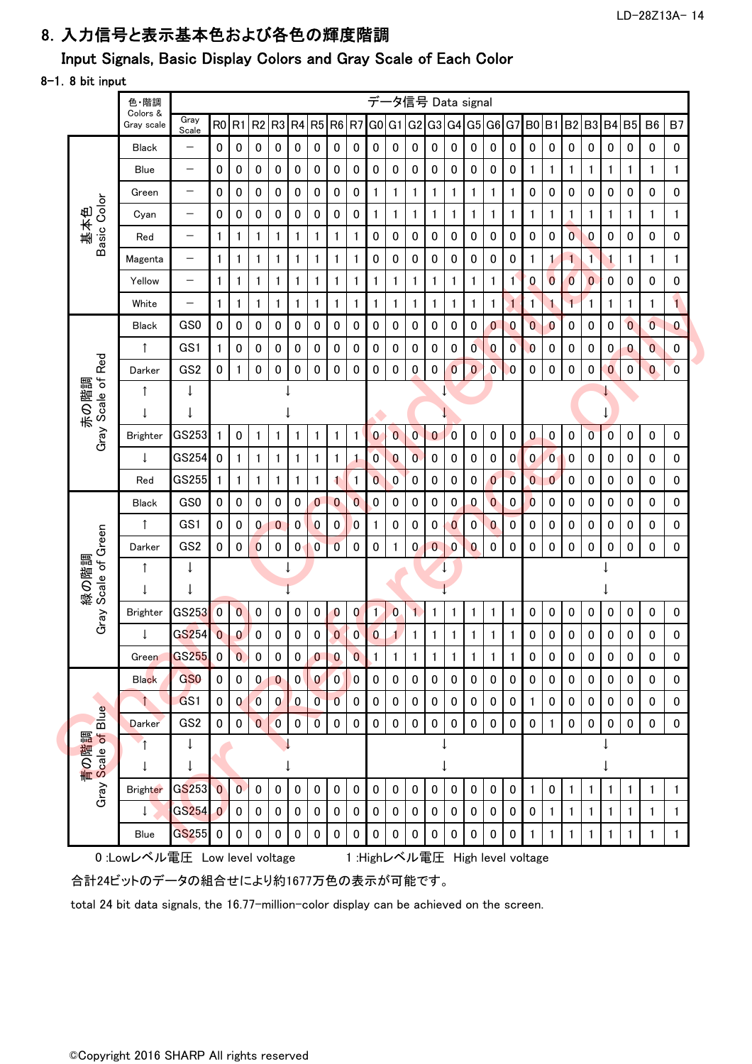## 8. 入力信号と表示基本色および各色の輝度階調

## Input Signals, Basic Display Colors and Gray Scale of Each Color

### 8-1. 8 bit input

| | 色・階調 Colors & Gray scale | Gray Scale | R0 | R1 | R2 | R3 | R4 | R5 | R6 | R7 | G0 | G1 | G2 | G3 | G4 | G5 | G6 | G7 | B0 | B1 | B2 | B3 | B4 | B5 | B6 | B7 |
|---|---|---|---|---|---|---|---|---|---|---|---|---|---|---|---|---|---|---|---|---|---|---|---|---|---|---|
| 基本色 Basic Color | Black | − | 0 | 0 | 0 | 0 | 0 | 0 | 0 | 0 | 0 | 0 | 0 | 0 | 0 | 0 | 0 | 0 | 0 | 0 | 0 | 0 | 0 | 0 | 0 | 0 |
| | Blue | − | 0 | 0 | 0 | 0 | 0 | 0 | 0 | 0 | 0 | 0 | 0 | 0 | 0 | 0 | 0 | 0 | 1 | 1 | 1 | 1 | 1 | 1 | 1 | 1 |
| | Green | − | 0 | 0 | 0 | 0 | 0 | 0 | 0 | 0 | 1 | 1 | 1 | 1 | 1 | 1 | 1 | 1 | 0 | 0 | 0 | 0 | 0 | 0 | 0 | 0 |
| | Cyan | − | 0 | 0 | 0 | 0 | 0 | 0 | 0 | 0 | 1 | 1 | 1 | 1 | 1 | 1 | 1 | 1 | 1 | 1 | 1 | 1 | 1 | 1 | 1 | 1 |
| | Red | − | 1 | 1 | 1 | 1 | 1 | 1 | 1 | 1 | 0 | 0 | 0 | 0 | 0 | 0 | 0 | 0 | 0 | 0 | 0 | 0 | 0 | 0 | 0 | 0 |
| | Magenta | − | 1 | 1 | 1 | 1 | 1 | 1 | 1 | 1 | 0 | 0 | 0 | 0 | 0 | 0 | 0 | 0 | 1 | 1 | 1 | 1 | 1 | 1 | 1 | 1 |
| | Yellow | − | 1 | 1 | 1 | 1 | 1 | 1 | 1 | 1 | 1 | 1 | 1 | 1 | 1 | 1 | 1 | 1 | 0 | 0 | 0 | 0 | 0 | 0 | 0 | 0 |
| | White | − | 1 | 1 | 1 | 1 | 1 | 1 | 1 | 1 | 1 | 1 | 1 | 1 | 1 | 1 | 1 | 1 | 1 | 1 | 1 | 1 | 1 | 1 | 1 | 1 |
| 赤の階調 Gray Scale of Red | Black | GS0 | 0 | 0 | 0 | 0 | 0 | 0 | 0 | 0 | 0 | 0 | 0 | 0 | 0 | 0 | 0 | 0 | 0 | 0 | 0 | 0 | 0 | 0 | 0 | 0 |
| | ↑ | GS1 | 1 | 0 | 0 | 0 | 0 | 0 | 0 | 0 | 0 | 0 | 0 | 0 | 0 | 0 | 0 | 0 | 0 | 0 | 0 | 0 | 0 | 0 | 0 | 0 |
| | Darker | GS2 | 0 | 1 | 0 | 0 | 0 | 0 | 0 | 0 | 0 | 0 | 0 | 0 | 0 | 0 | 0 | 0 | 0 | 0 | 0 | 0 | 0 | 0 | 0 | 0 |
| | ↑ | ↓ | | | | ↓ | | | | | | | | ↓ | | | | | | | | ↓ | | | | |
| | ↓ | ↓ | | | | ↓ | | | | | | | | ↓ | | | | | | | | ↓ | | | | |
| | Brighter | GS253 | 1 | 0 | 1 | 1 | 1 | 1 | 1 | 1 | 0 | 0 | 0 | 0 | 0 | 0 | 0 | 0 | 0 | 0 | 0 | 0 | 0 | 0 | 0 | 0 |
| | ↓ | GS254 | 0 | 1 | 1 | 1 | 1 | 1 | 1 | 1 | 0 | 0 | 0 | 0 | 0 | 0 | 0 | 0 | 0 | 0 | 0 | 0 | 0 | 0 | 0 | 0 |
| | Red | GS255 | 1 | 1 | 1 | 1 | 1 | 1 | 1 | 1 | 0 | 0 | 0 | 0 | 0 | 0 | 0 | 0 | 0 | 0 | 0 | 0 | 0 | 0 | 0 | 0 |
| 緑の階調 Gray Scale of Green | Black | GS0 | 0 | 0 | 0 | 0 | 0 | 0 | 0 | 0 | 0 | 0 | 0 | 0 | 0 | 0 | 0 | 0 | 0 | 0 | 0 | 0 | 0 | 0 | 0 | 0 |
| | ↑ | GS1 | 0 | 0 | 0 | 0 | 0 | 0 | 0 | 0 | 1 | 0 | 0 | 0 | 0 | 0 | 0 | 0 | 0 | 0 | 0 | 0 | 0 | 0 | 0 | 0 |
| | Darker | GS2 | 0 | 0 | 0 | 0 | 0 | 0 | 0 | 0 | 0 | 1 | 0 | 0 | 0 | 0 | 0 | 0 | 0 | 0 | 0 | 0 | 0 | 0 | 0 | 0 |
| | ↑ | ↓ | | | | ↓ | | | | | | | | ↓ | | | | | | | | ↓ | | | | |
| | ↓ | ↓ | | | | ↓ | | | | | | | | ↓ | | | | | | | | ↓ | | | | |
| | Brighter | GS253 | 0 | 0 | 0 | 0 | 0 | 0 | 0 | 0 | 1 | 0 | 1 | 1 | 1 | 1 | 1 | 1 | 0 | 0 | 0 | 0 | 0 | 0 | 0 | 0 |
| | ↓ | GS254 | 0 | 0 | 0 | 0 | 0 | 0 | 0 | 0 | 0 | 1 | 1 | 1 | 1 | 1 | 1 | 1 | 0 | 0 | 0 | 0 | 0 | 0 | 0 | 0 |
| | Green | GS255 | 0 | 0 | 0 | 0 | 0 | 0 | 0 | 0 | 1 | 1 | 1 | 1 | 1 | 1 | 1 | 1 | 0 | 0 | 0 | 0 | 0 | 0 | 0 | 0 |
| 青の階調 Gray Scale of Blue | Black | GS0 | 0 | 0 | 0 | 0 | 0 | 0 | 0 | 0 | 0 | 0 | 0 | 0 | 0 | 0 | 0 | 0 | 0 | 0 | 0 | 0 | 0 | 0 | 0 | 0 |
| | ↑ | GS1 | 0 | 0 | 0 | 0 | 0 | 0 | 0 | 0 | 0 | 0 | 0 | 0 | 0 | 0 | 0 | 0 | 1 | 0 | 0 | 0 | 0 | 0 | 0 | 0 |
| | Darker | GS2 | 0 | 0 | 0 | 0 | 0 | 0 | 0 | 0 | 0 | 0 | 0 | 0 | 0 | 0 | 0 | 0 | 0 | 1 | 0 | 0 | 0 | 0 | 0 | 0 |
| | ↑ | ↓ | | | | ↓ | | | | | | | | ↓ | | | | | | | | ↓ | | | | |
| | ↓ | ↓ | | | | ↓ | | | | | | | | ↓ | | | | | | | | ↓ | | | | |
| | Brighter | GS253 | 0 | 0 | 0 | 0 | 0 | 0 | 0 | 0 | 0 | 0 | 0 | 0 | 0 | 0 | 0 | 0 | 1 | 0 | 1 | 1 | 1 | 1 | 1 | 1 |
| | ↓ | GS254 | 0 | 0 | 0 | 0 | 0 | 0 | 0 | 0 | 0 | 0 | 0 | 0 | 0 | 0 | 0 | 0 | 0 | 1 | 1 | 1 | 1 | 1 | 1 | 1 |
| | Blue | GS255 | 0 | 0 | 0 | 0 | 0 | 0 | 0 | 0 | 0 | 0 | 0 | 0 | 0 | 0 | 0 | 0 | 1 | 1 | 1 | 1 | 1 | 1 | 1 | 1 |

0 :Lowレベル電圧 Low level voltage　　　1 :Highレベル電圧 High level voltage

合計24ビットのデータの組合せにより約1677万色の表示が可能です。

total 24 bit data signals, the 16.77-million-color display can be achieved on the screen.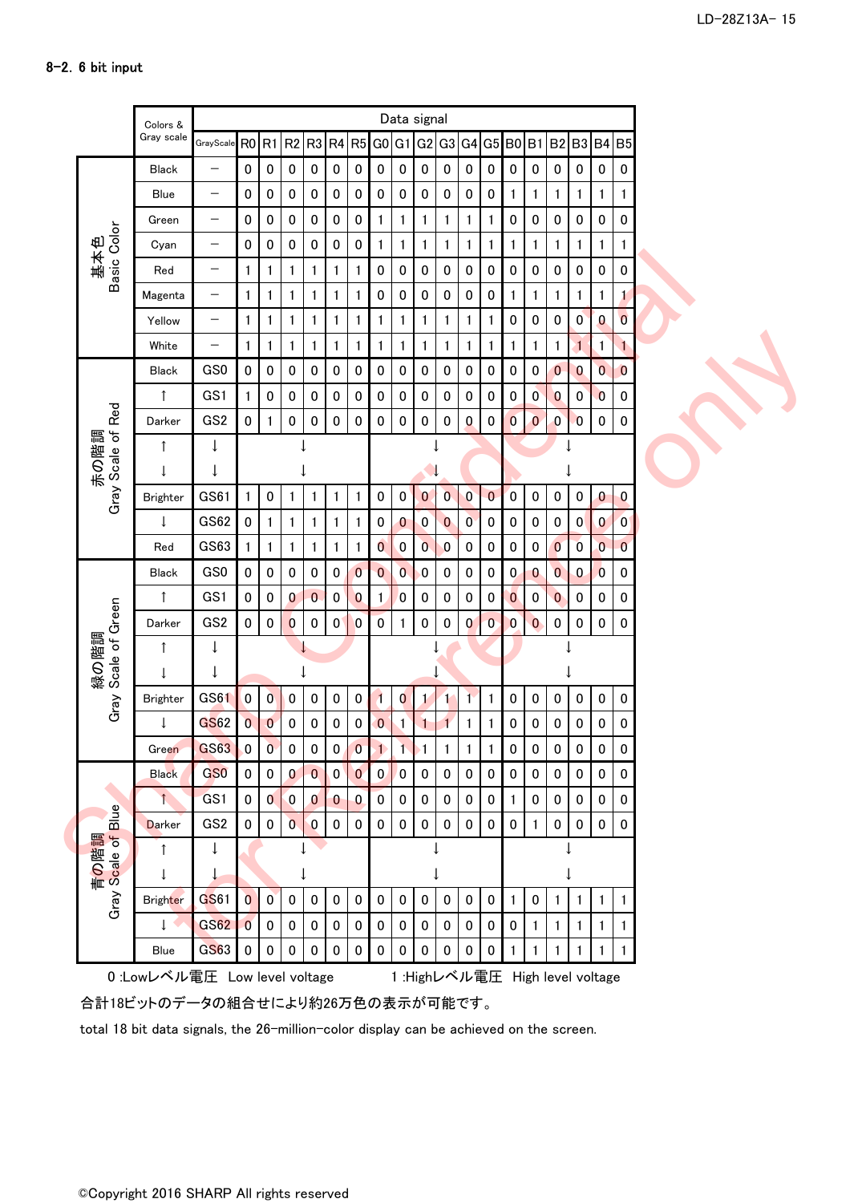## 8-2. 6 bit input

| | Colors & Gray scale | GrayScale | R0 | R1 | R2 | R3 | R4 | R5 | G0 | G1 | G2 | G3 | G4 | G5 | B0 | B1 | B2 | B3 | B4 | B5 |
|---|---|---|---|---|---|---|---|---|---|---|---|---|---|---|---|---|---|---|---|---|
| 基本色 Basic Color | Black | – | 0 | 0 | 0 | 0 | 0 | 0 | 0 | 0 | 0 | 0 | 0 | 0 | 0 | 0 | 0 | 0 | 0 | 0 |
| | Blue | – | 0 | 0 | 0 | 0 | 0 | 0 | 0 | 0 | 0 | 0 | 0 | 0 | 1 | 1 | 1 | 1 | 1 | 1 |
| | Green | – | 0 | 0 | 0 | 0 | 0 | 0 | 1 | 1 | 1 | 1 | 1 | 1 | 0 | 0 | 0 | 0 | 0 | 0 |
| | Cyan | – | 0 | 0 | 0 | 0 | 0 | 0 | 1 | 1 | 1 | 1 | 1 | 1 | 1 | 1 | 1 | 1 | 1 | 1 |
| | Red | – | 1 | 1 | 1 | 1 | 1 | 1 | 0 | 0 | 0 | 0 | 0 | 0 | 0 | 0 | 0 | 0 | 0 | 0 |
| | Magenta | – | 1 | 1 | 1 | 1 | 1 | 1 | 0 | 0 | 0 | 0 | 0 | 0 | 1 | 1 | 1 | 1 | 1 | 1 |
| | Yellow | – | 1 | 1 | 1 | 1 | 1 | 1 | 1 | 1 | 1 | 1 | 1 | 1 | 0 | 0 | 0 | 0 | 0 | 0 |
| | White | – | 1 | 1 | 1 | 1 | 1 | 1 | 1 | 1 | 1 | 1 | 1 | 1 | 1 | 1 | 1 | 1 | 1 | 1 |
| 赤の階調 Gray Scale of Red | Black | GS0 | 0 | 0 | 0 | 0 | 0 | 0 | 0 | 0 | 0 | 0 | 0 | 0 | 0 | 0 | 0 | 0 | 0 | 0 |
| | ↑ | GS1 | 1 | 0 | 0 | 0 | 0 | 0 | 0 | 0 | 0 | 0 | 0 | 0 | 0 | 0 | 0 | 0 | 0 | 0 |
| | Darker | GS2 | 0 | 1 | 0 | 0 | 0 | 0 | 0 | 0 | 0 | 0 | 0 | 0 | 0 | 0 | 0 | 0 | 0 | 0 |
| | ↑ | ↓ | | | ↓ | | | | | | ↓ | | | | | | ↓ | | | |
| | ↓ | ↓ | | | ↓ | | | | | | ↓ | | | | | | ↓ | | | |
| | Brighter | GS61 | 1 | 0 | 1 | 1 | 1 | 1 | 0 | 0 | 0 | 0 | 0 | 0 | 0 | 0 | 0 | 0 | 0 | 0 |
| | ↓ | GS62 | 0 | 1 | 1 | 1 | 1 | 1 | 0 | 0 | 0 | 0 | 0 | 0 | 0 | 0 | 0 | 0 | 0 | 0 |
| | Red | GS63 | 1 | 1 | 1 | 1 | 1 | 1 | 0 | 0 | 0 | 0 | 0 | 0 | 0 | 0 | 0 | 0 | 0 | 0 |
| 緑の階調 Gray Scale of Green | Black | GS0 | 0 | 0 | 0 | 0 | 0 | 0 | 0 | 0 | 0 | 0 | 0 | 0 | 0 | 0 | 0 | 0 | 0 | 0 |
| | ↑ | GS1 | 0 | 0 | 0 | 0 | 0 | 0 | 1 | 0 | 0 | 0 | 0 | 0 | 0 | 0 | 0 | 0 | 0 | 0 |
| | Darker | GS2 | 0 | 0 | 0 | 0 | 0 | 0 | 0 | 1 | 0 | 0 | 0 | 0 | 0 | 0 | 0 | 0 | 0 | 0 |
| | ↑ | ↓ | | | ↓ | | | | | | ↓ | | | | | | ↓ | | | |
| | ↓ | ↓ | | | ↓ | | | | | | ↓ | | | | | | ↓ | | | |
| | Brighter | GS61 | 0 | 0 | 0 | 0 | 0 | 0 | 1 | 0 | 1 | 1 | 1 | 1 | 0 | 0 | 0 | 0 | 0 | 0 |
| | ↓ | GS62 | 0 | 0 | 0 | 0 | 0 | 0 | 0 | 1 | 1 | 1 | 1 | 1 | 0 | 0 | 0 | 0 | 0 | 0 |
| | Green | GS63 | 0 | 0 | 0 | 0 | 0 | 0 | 1 | 1 | 1 | 1 | 1 | 1 | 0 | 0 | 0 | 0 | 0 | 0 |
| 青の階調 Gray Scale of Blue | Black | GS0 | 0 | 0 | 0 | 0 | 0 | 0 | 0 | 0 | 0 | 0 | 0 | 0 | 0 | 0 | 0 | 0 | 0 | 0 |
| | ↑ | GS1 | 0 | 0 | 0 | 0 | 0 | 0 | 0 | 0 | 0 | 0 | 0 | 0 | 1 | 0 | 0 | 0 | 0 | 0 |
| | Darker | GS2 | 0 | 0 | 0 | 0 | 0 | 0 | 0 | 0 | 0 | 0 | 0 | 0 | 0 | 1 | 0 | 0 | 0 | 0 |
| | ↑ | ↓ | | | ↓ | | | | | | ↓ | | | | | | ↓ | | | |
| | ↓ | ↓ | | | ↓ | | | | | | ↓ | | | | | | ↓ | | | |
| | Brighter | GS61 | 0 | 0 | 0 | 0 | 0 | 0 | 0 | 0 | 0 | 0 | 0 | 0 | 1 | 0 | 1 | 1 | 1 | 1 |
| | ↓ | GS62 | 0 | 0 | 0 | 0 | 0 | 0 | 0 | 0 | 0 | 0 | 0 | 0 | 0 | 1 | 1 | 1 | 1 | 1 |
| | Blue | GS63 | 0 | 0 | 0 | 0 | 0 | 0 | 0 | 0 | 0 | 0 | 0 | 0 | 1 | 1 | 1 | 1 | 1 | 1 |

0 :Lowレベル電圧 Low level voltage　　　1 :Highレベル電圧 High level voltage

合計18ビットのデータの組合せにより約26万色の表示が可能です。

total 18 bit data signals, the 26-million-color display can be achieved on the screen.

©Copyright 2016 SHARP All rights reserved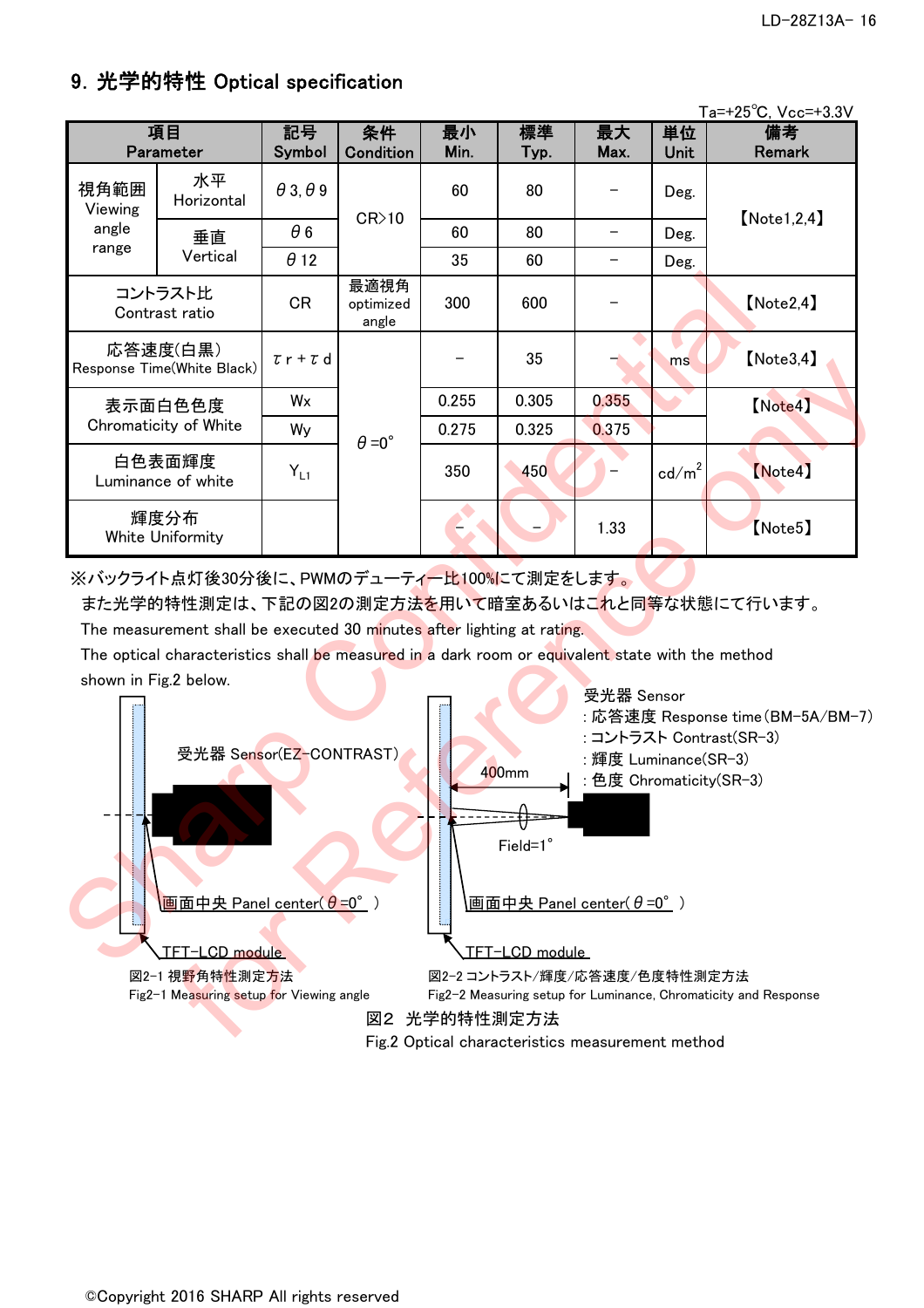## 9. 光学的特性 Optical specification

Ta=+25℃, Vcc=+3.3V

| 項目 Parameter | | 記号 Symbol | 条件 Condition | 最小 Min. | 標準 Typ. | 最大 Max. | 単位 Unit | 備考 Remark |
|---|---|---|---|---|---|---|---|---|
| 視角範囲 Viewing angle range | 水平 Horizontal | θ3, θ9 | CR>10 | 60 | 80 | − | Deg. | 【Note1,2,4】 |
| | 垂直 Vertical | θ6 | | 60 | 80 | − | Deg. | |
| | | θ12 | | 35 | 60 | − | Deg. | |
| コントラスト比 Contrast ratio | | CR | 最適視角 optimized angle | 300 | 600 | − | | 【Note2,4】 |
| 応答速度(白黒) Response Time(White Black) | | τr + τd | θ=0° | − | 35 | − | ms | 【Note3,4】 |
| 表示面白色色度 Chromaticity of White | | Wx | | 0.255 | 0.305 | 0.355 | | 【Note4】 |
| | | Wy | | 0.275 | 0.325 | 0.375 | | |
| 白色表面輝度 Luminance of white | | $Y_{L1}$ | | 350 | 450 | − | cd/m$^2$ | 【Note4】 |
| 輝度分布 White Uniformity | | | | − | − | 1.33 | | 【Note5】 |

※バックライト点灯後30分後に、PWMのデューティー比100%にて測定をします。
また光学的特性測定は、下記の図2の測定方法を用いて暗室あるいはこれと同等な状態にて行います。
The measurement shall be executed 30 minutes after lighting at rating.
The optical characteristics shall be measured in a dark room or equivalent state with the method shown in Fig.2 below.

受光器 Sensor(EZ-CONTRAST)
画面中央 Panel center(θ=0° )
TFT-LCD module

図2-1 視野角特性測定方法
Fig2-1 Measuring setup for Viewing angle

受光器 Sensor
: 応答速度 Response time(BM-5A/BM-7)
: コントラスト Contrast(SR-3)
: 輝度 Luminance(SR-3)
: 色度 Chromaticity(SR-3)
400mm
Field=1°
画面中央 Panel center(θ=0° )
TFT-LCD module

図2-2 コントラスト/輝度/応答速度/色度特性測定方法
Fig2-2 Measuring setup for Luminance, Chromaticity and Response

図2 光学的特性測定方法
Fig.2 Optical characteristics measurement method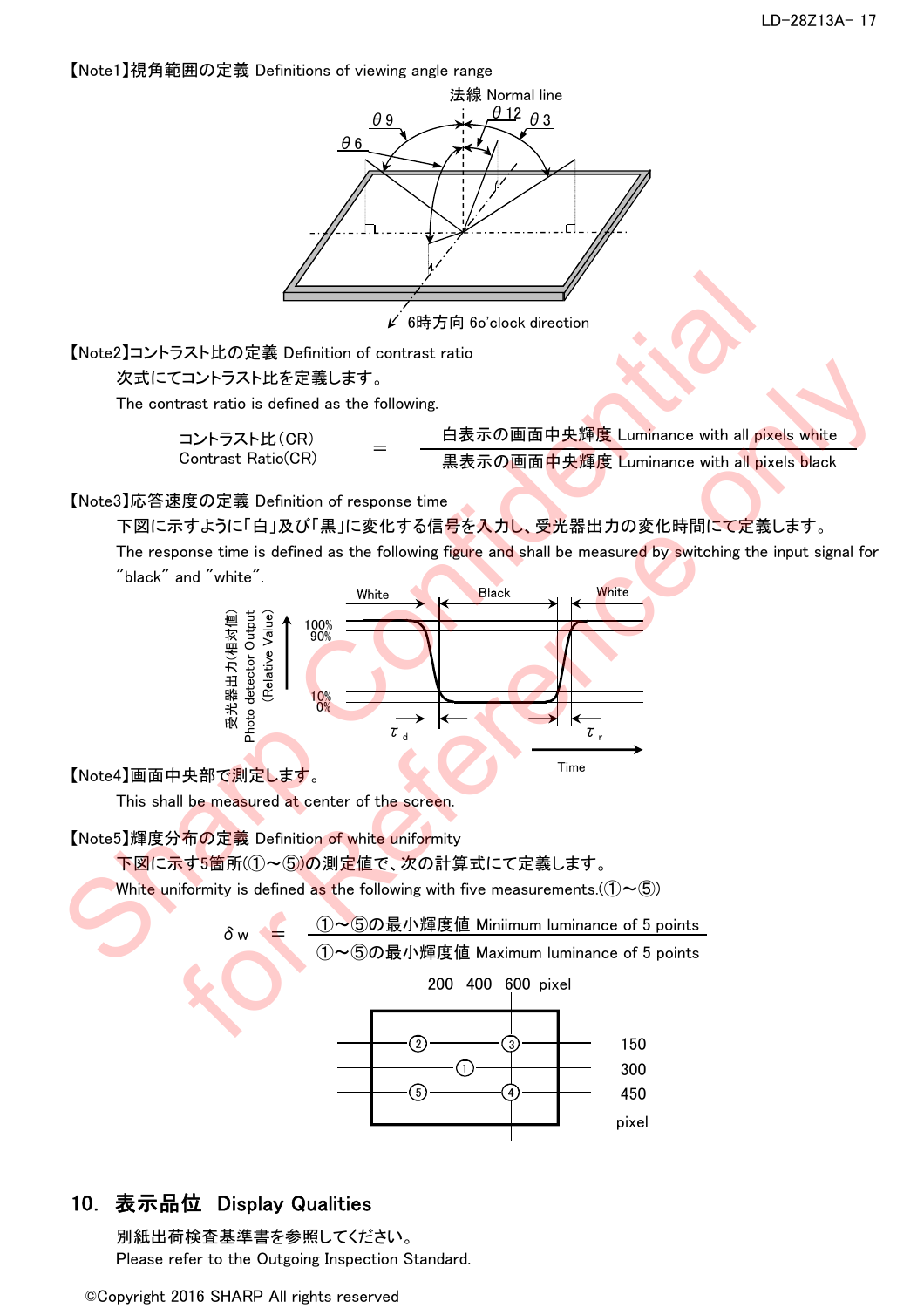【Note1】視角範囲の定義 Definitions of viewing angle range

法線 Normal line

θ9　θ12　θ3　θ6

6時方向 6o'clock direction

【Note2】コントラスト比の定義 Definition of contrast ratio

次式にてコントラスト比を定義します。

The contrast ratio is defined as the following.

$$\text{コントラスト比(CR) Contrast Ratio(CR)} = \frac{\text{白表示の画面中央輝度 Luminance with all pixels white}}{\text{黒表示の画面中央輝度 Luminance with all pixels black}}$$

【Note3】応答速度の定義 Definition of response time

下図に示すように「白」及び「黒」に変化する信号を入力し、受光器出力の変化時間にて定義します。

The response time is defined as the following figure and shall be measured by switching the input signal for "black" and "white".

White　Black　White

受光器出力(相対値) Photo detector Output (Relative Value)

100%　90%　10%　0%

$\tau_d$　$\tau_r$

Time

【Note4】画面中央部で測定します。

This shall be measured at center of the screen.

【Note5】輝度分布の定義 Definition of white uniformity

下図に示す5箇所(①～⑤)の測定値で、次の計算式にて定義します。

White uniformity is defined as the following with five measurements.(①～⑤)

$$\delta w = \frac{\text{①～⑤の最小輝度値 Miniimum luminance of 5 points}}{\text{①～⑤の最小輝度値 Maximum luminance of 5 points}}$$

200　400　600　pixel

150　300　450　pixel

## 10. 表示品位 Display Qualities

別紙出荷検査基準書を参照してください。

Please refer to the Outgoing Inspection Standard.

©Copyright 2016 SHARP All rights reserved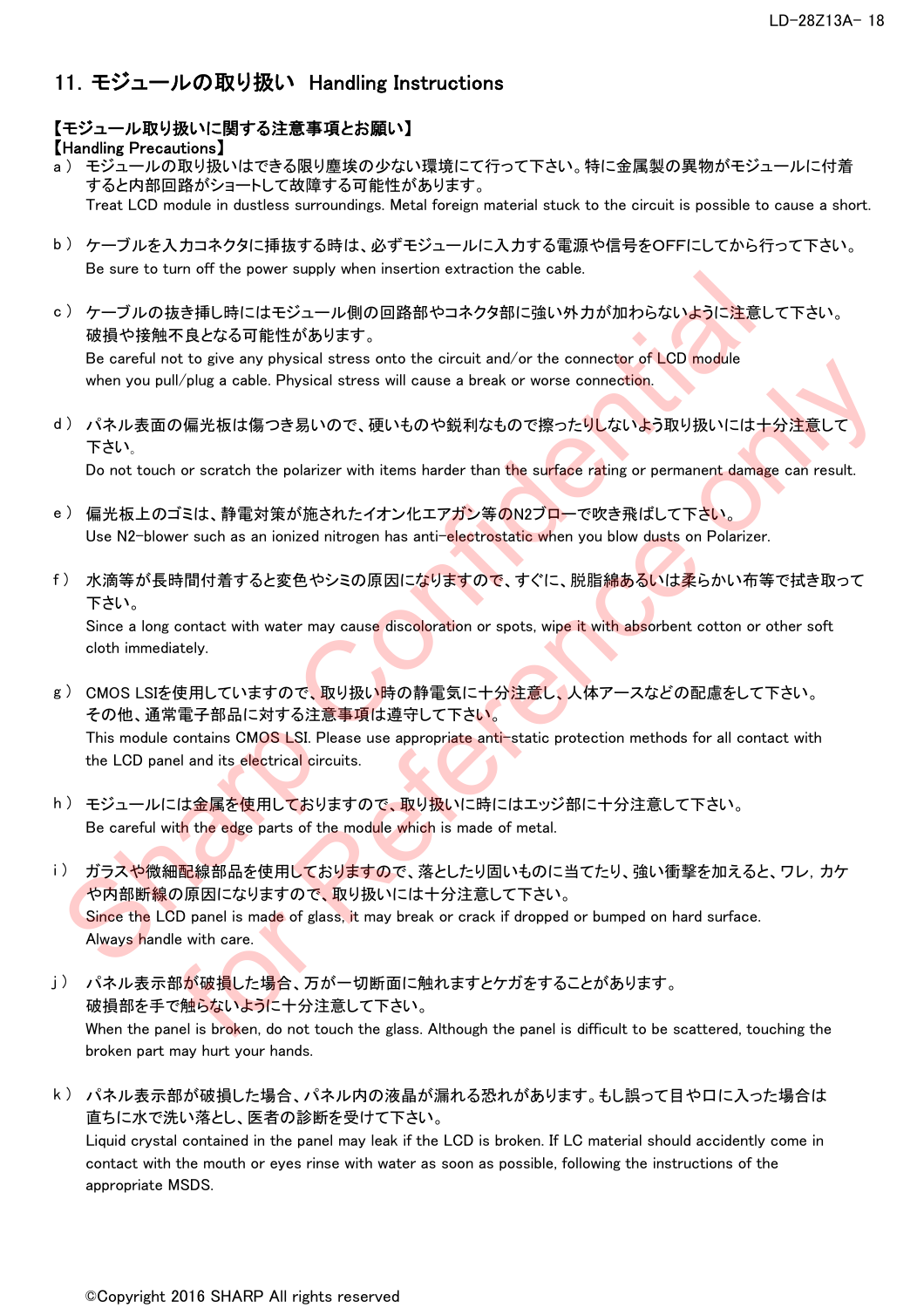## 11. モジュールの取り扱い Handling Instructions

**【モジュール取り扱いに関する注意事項とお願い】**
**【Handling Precautions】**

a ) モジュールの取り扱いはできる限り塵埃の少ない環境にて行って下さい。特に金属製の異物がモジュールに付着すると内部回路がショートして故障する可能性があります。
Treat LCD module in dustless surroundings. Metal foreign material stuck to the circuit is possible to cause a short.

b ) ケーブルを入力コネクタに挿抜する時は、必ずモジュールに入力する電源や信号をOFFにしてから行って下さい。
Be sure to turn off the power supply when insertion extraction the cable.

c ) ケーブルの抜き挿し時にはモジュール側の回路部やコネクタ部に強い外力が加わらないように注意して下さい。破損や接触不良となる可能性があります。
Be careful not to give any physical stress onto the circuit and/or the connector of LCD module when you pull/plug a cable. Physical stress will cause a break or worse connection.

d ) パネル表面の偏光板は傷つき易いので、硬いものや鋭利なもので擦ったりしないよう取り扱いには十分注意して下さい。
Do not touch or scratch the polarizer with items harder than the surface rating or permanent damage can result.

e ) 偏光板上のゴミは、静電対策が施されたイオン化エアガン等のN2ブローで吹き飛ばして下さい。
Use N2-blower such as an ionized nitrogen has anti-electrostatic when you blow dusts on Polarizer.

f ) 水滴等が長時間付着すると変色やシミの原因になりますので、すぐに、脱脂綿あるいは柔らかい布等で拭き取って下さい。
Since a long contact with water may cause discoloration or spots, wipe it with absorbent cotton or other soft cloth immediately.

g ) CMOS LSIを使用していますので、取り扱い時の静電気に十分注意し、人体アースなどの配慮をして下さい。その他、通常電子部品に対する注意事項は遵守して下さい。
This module contains CMOS LSI. Please use appropriate anti-static protection methods for all contact with the LCD panel and its electrical circuits.

h ) モジュールには金属を使用しておりますので、取り扱いに時にはエッジ部に十分注意して下さい。
Be careful with the edge parts of the module which is made of metal.

i ) ガラスや微細配線部品を使用しておりますので、落としたり固いものに当てたり、強い衝撃を加えると、ワレ，カケや内部断線の原因になりますので、取り扱いには十分注意して下さい。
Since the LCD panel is made of glass, it may break or crack if dropped or bumped on hard surface. Always handle with care.

j ) パネル表示部が破損した場合、万が一切断面に触れますとケガをすることがあります。破損部を手で触らないように十分注意して下さい。
When the panel is broken, do not touch the glass. Although the panel is difficult to be scattered, touching the broken part may hurt your hands.

k ) パネル表示部が破損した場合、パネル内の液晶が漏れる恐れがあります。もし誤って目や口に入った場合は直ちに水で洗い落とし、医者の診断を受けて下さい。
Liquid crystal contained in the panel may leak if the LCD is broken. If LC material should accidently come in contact with the mouth or eyes rinse with water as soon as possible, following the instructions of the appropriate MSDS.

©Copyright 2016 SHARP All rights reserved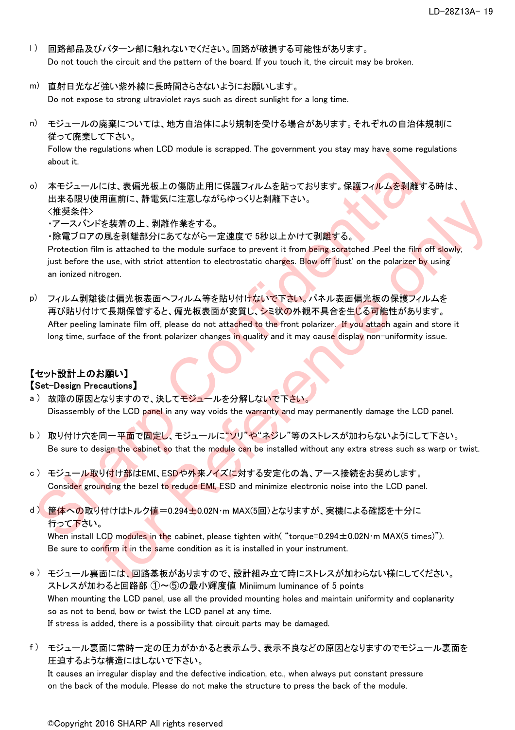l） 回路部品及びパターン部に触れないでください。回路が破損する可能性があります。
Do not touch the circuit and the pattern of the board. If you touch it, the circuit may be broken.

m） 直射日光など強い紫外線に長時間さらさないようにお願いします。
Do not expose to strong ultraviolet rays such as direct sunlight for a long time.

n） モジュールの廃棄については、地方自治体により規制を受ける場合があります。それぞれの自治体規制に従って廃棄して下さい。
Follow the regulations when LCD module is scrapped. The government you stay may have some regulations about it.

o） 本モジュールには、表偏光板上の傷防止用に保護フィルムを貼っております。保護フィルムを剥離する時は、出来る限り使用直前に、静電気に注意しながらゆっくりと剥離下さい。
<推奨条件>
・アースバンドを装着の上、剥離作業をする。
・除電ブロアの風を剥離部分にあてながら一定速度で 5秒以上かけて剥離する。
Protection film is attached to the module surface to prevent it from being scratched .Peel the film off slowly, just before the use, with strict attention to electrostatic charges. Blow off 'dust' on the polarizer by using an ionized nitrogen.

p） フィルム剥離後は偏光板表面へフィルム等を貼り付けないで下さい。パネル表面偏光板の保護フィルムを再び貼り付けて長期保管すると、偏光板表面が変質し、シミ状の外観不具合を生じる可能性があります。
After peeling laminate film off, please do not attached to the front polarizer. If you attach again and store it long time, surface of the front polarizer changes in quality and it may cause display non-uniformity issue.

**【セット設計上のお願い】**
**【Set-Design Precautions】**

a ） 故障の原因となりますので、決してモジュールを分解しないで下さい。
Disassembly of the LCD panel in any way voids the warranty and may permanently damage the LCD panel.

b ） 取り付け穴を同一平面で固定し、モジュールに"ソリ"や"ネジレ"等のストレスが加わらないようにして下さい。
Be sure to design the cabinet so that the module can be installed without any extra stress such as warp or twist.

c ） モジュール取り付け部はEMI、ESDや外来ノイズに対する安定化の為、アース接続をお奨めします。
Consider grounding the bezel to reduce EMI, ESD and minimize electronic noise into the LCD panel.

d ） 筐体への取り付けはトルク値＝0.294±0.02N･m MAX(5回)となりますが、実機による確認を十分に行って下さい。
When install LCD modules in the cabinet, please tighten with( "torque=0.294±0.02N･m MAX(5 times)").
Be sure to confirm it in the same condition as it is installed in your instrument.

e ） モジュール裏面には、回路基板がありますので、設計組み立て時にストレスが加わらない様にしてください。
ストレスが加わると回路部 ①～⑤の最小輝度値 Miniimum luminance of 5 points
When mounting the LCD panel, use all the provided mounting holes and maintain uniformity and coplanarity so as not to bend, bow or twist the LCD panel at any time.
If stress is added, there is a possibility that circuit parts may be damaged.

f ） モジュール裏面に常時一定の圧力がかかると表示ムラ、表示不良などの原因となりますのでモジュール裏面を圧迫するような構造にはしないで下さい。
It causes an irregular display and the defective indication, etc., when always put constant pressure on the back of the module. Please do not make the structure to press the back of the module.

©Copyright 2016 SHARP All rights reserved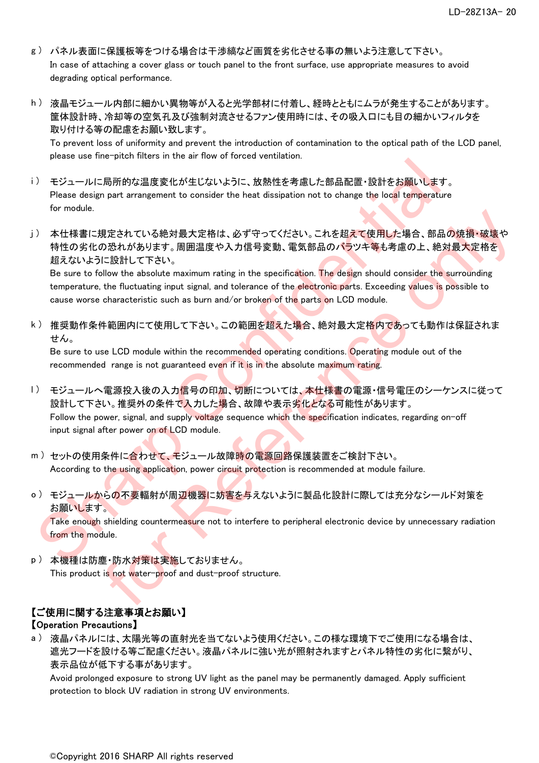g ) パネル表面に保護板等をつける場合は干渉縞など画質を劣化させる事の無いよう注意して下さい。
In case of attaching a cover glass or touch panel to the front surface, use appropriate measures to avoid degrading optical performance.

h ) 液晶モジュール内部に細かい異物等が入ると光学部材に付着し、経時とともにムラが発生することがあります。筐体設計時、冷却等の空気孔及び強制対流させるファン使用時には、その吸入口にも目の細かいフィルタを取り付ける等の配慮をお願い致します。
To prevent loss of uniformity and prevent the introduction of contamination to the optical path of the LCD panel, please use fine-pitch filters in the air flow of forced ventilation.

i ) モジュールに局所的な温度変化が生じないように、放熱性を考慮した部品配置・設計をお願いします。
Please design part arrangement to consider the heat dissipation not to change the local temperature for module.

j ) 本仕様書に規定されている絶対最大定格は、必ず守ってください。これを超えて使用した場合、部品の焼損・破壊や特性の劣化の恐れがあります。周囲温度や入力信号変動、電気部品のバラツキ等も考慮の上、絶対最大定格を超えないように設計して下さい。
Be sure to follow the absolute maximum rating in the specification. The design should consider the surrounding temperature, the fluctuating input signal, and tolerance of the electronic parts. Exceeding values is possible to cause worse characteristic such as burn and/or broken of the parts on LCD module.

k ) 推奨動作条件範囲内にて使用して下さい。この範囲を超えた場合、絶対最大定格内であっても動作は保証されません。
Be sure to use LCD module within the recommended operating conditions. Operating module out of the recommended range is not guaranteed even if it is in the absolute maximum rating.

l ) モジュールへ電源投入後の入力信号の印加、切断については、本仕様書の電源・信号電圧のシーケンスに従って設計して下さい。推奨外の条件で入力した場合、故障や表示劣化となる可能性があります。
Follow the power, signal, and supply voltage sequence which the specification indicates, regarding on-off input signal after power on of LCD module.

m ) セットの使用条件に合わせて、モジュール故障時の電源回路保護装置をご検討下さい。
According to the using application, power circuit protection is recommended at module failure.

o ) モジュールからの不要輻射が周辺機器に妨害を与えないように製品化設計に際しては充分なシールド対策をお願いします。
Take enough shielding countermeasure not to interfere to peripheral electronic device by unnecessary radiation from the module.

p ) 本機種は防塵・防水対策は実施しておりません。
This product is not water-proof and dust-proof structure.

**【ご使用に関する注意事項とお願い】**
**【Operation Precautions】**

a ) 液晶パネルには、太陽光等の直射光を当てないよう使用ください。この様な環境下でご使用になる場合は、遮光フードを設ける等ご配慮ください。液晶パネルに強い光が照射されますとパネル特性の劣化に繋がり、表示品位が低下する事があります。
Avoid prolonged exposure to strong UV light as the panel may be permanently damaged. Apply sufficient protection to block UV radiation in strong UV environments.

©Copyright 2016 SHARP All rights reserved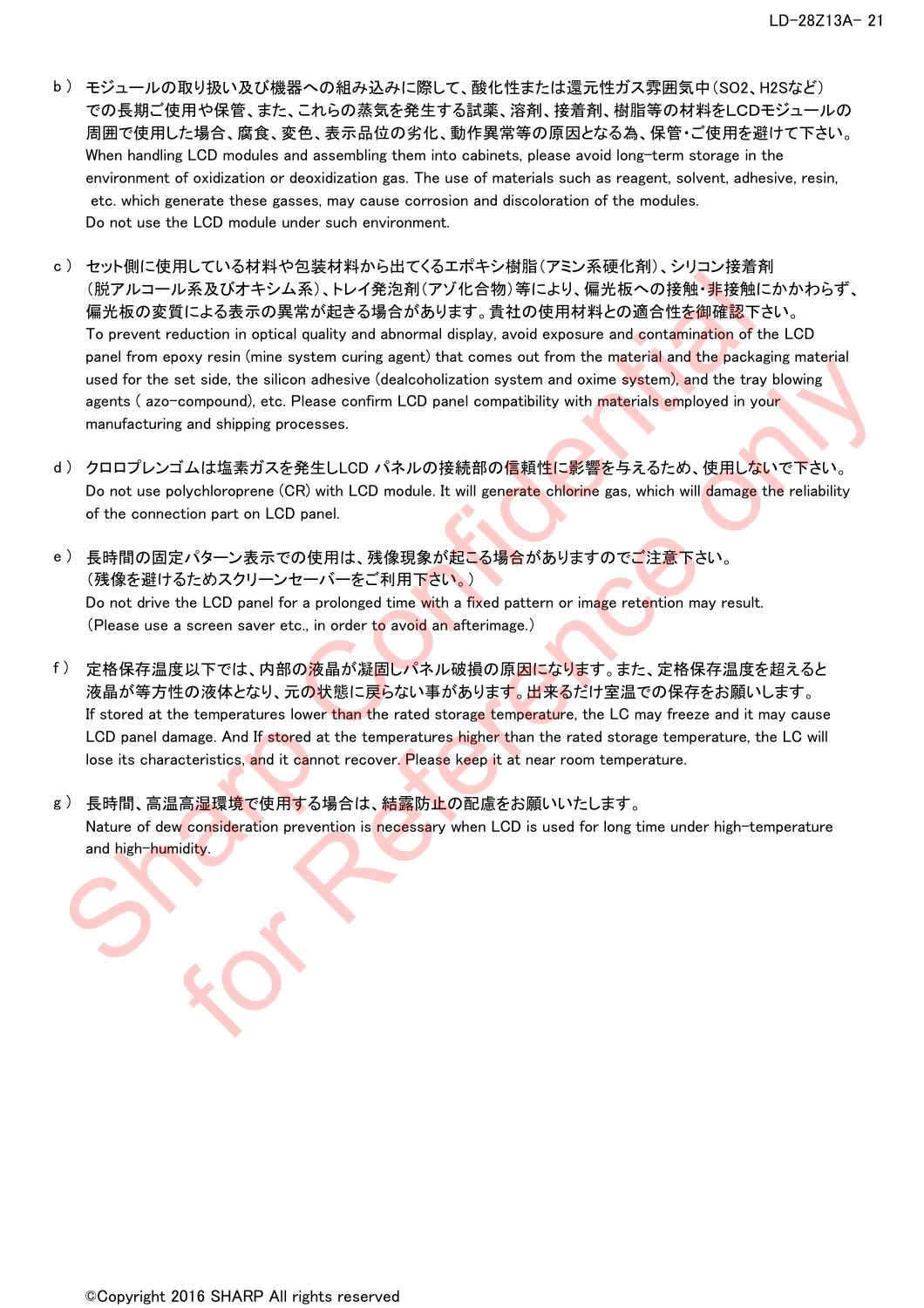b ） モジュールの取り扱い及び機器への組み込みに際して、酸化性または還元性ガス雰囲気中（SO2、H2Sなど）での長期ご使用や保管、また、これらの蒸気を発生する試薬、溶剤、接着剤、樹脂等の材料をLCDモジュールの周囲で使用した場合、腐食、変色、表示品位の劣化、動作異常等の原因となる為、保管・ご使用を避けて下さい。
When handling LCD modules and assembling them into cabinets, please avoid long-term storage in the environment of oxidization or deoxidization gas. The use of materials such as reagent, solvent, adhesive, resin, etc. which generate these gasses, may cause corrosion and discoloration of the modules.
Do not use the LCD module under such environment.

c ） セット側に使用している材料や包装材料から出てくるエポキシ樹脂（アミン系硬化剤）、シリコン接着剤（脱アルコール系及びオキシム系）、トレイ発泡剤（アゾ化合物）等により、偏光板への接触・非接触にかかわらず、偏光板の変質による表示の異常が起きる場合があります。貴社の使用材料との適合性を御確認下さい。
To prevent reduction in optical quality and abnormal display, avoid exposure and contamination of the LCD panel from epoxy resin (mine system curing agent) that comes out from the material and the packaging material used for the set side, the silicon adhesive (dealcoholization system and oxime system), and the tray blowing agents ( azo-compound), etc. Please confirm LCD panel compatibility with materials employed in your manufacturing and shipping processes.

d ） クロロプレンゴムは塩素ガスを発生しLCD パネルの接続部の信頼性に影響を与えるため、使用しないで下さい。
Do not use polychloroprene (CR) with LCD module. It will generate chlorine gas, which will damage the reliability of the connection part on LCD panel.

e ） 長時間の固定パターン表示での使用は、残像現象が起こる場合がありますのでご注意下さい。
（残像を避けるためスクリーンセーバーをご利用下さい。）
Do not drive the LCD panel for a prolonged time with a fixed pattern or image retention may result.
(Please use a screen saver etc., in order to avoid an afterimage.)

f ） 定格保存温度以下では、内部の液晶が凝固しパネル破損の原因になります。また、定格保存温度を超えると液晶が等方性の液体となり、元の状態に戻らない事があります。出来るだけ室温での保存をお願いします。
If stored at the temperatures lower than the rated storage temperature, the LC may freeze and it may cause LCD panel damage. And If stored at the temperatures higher than the rated storage temperature, the LC will lose its characteristics, and it cannot recover. Please keep it at near room temperature.

g ） 長時間、高温高湿環境で使用する場合は、結露防止の配慮をお願いいたします。
Nature of dew consideration prevention is necessary when LCD is used for long time under high-temperature and high-humidity.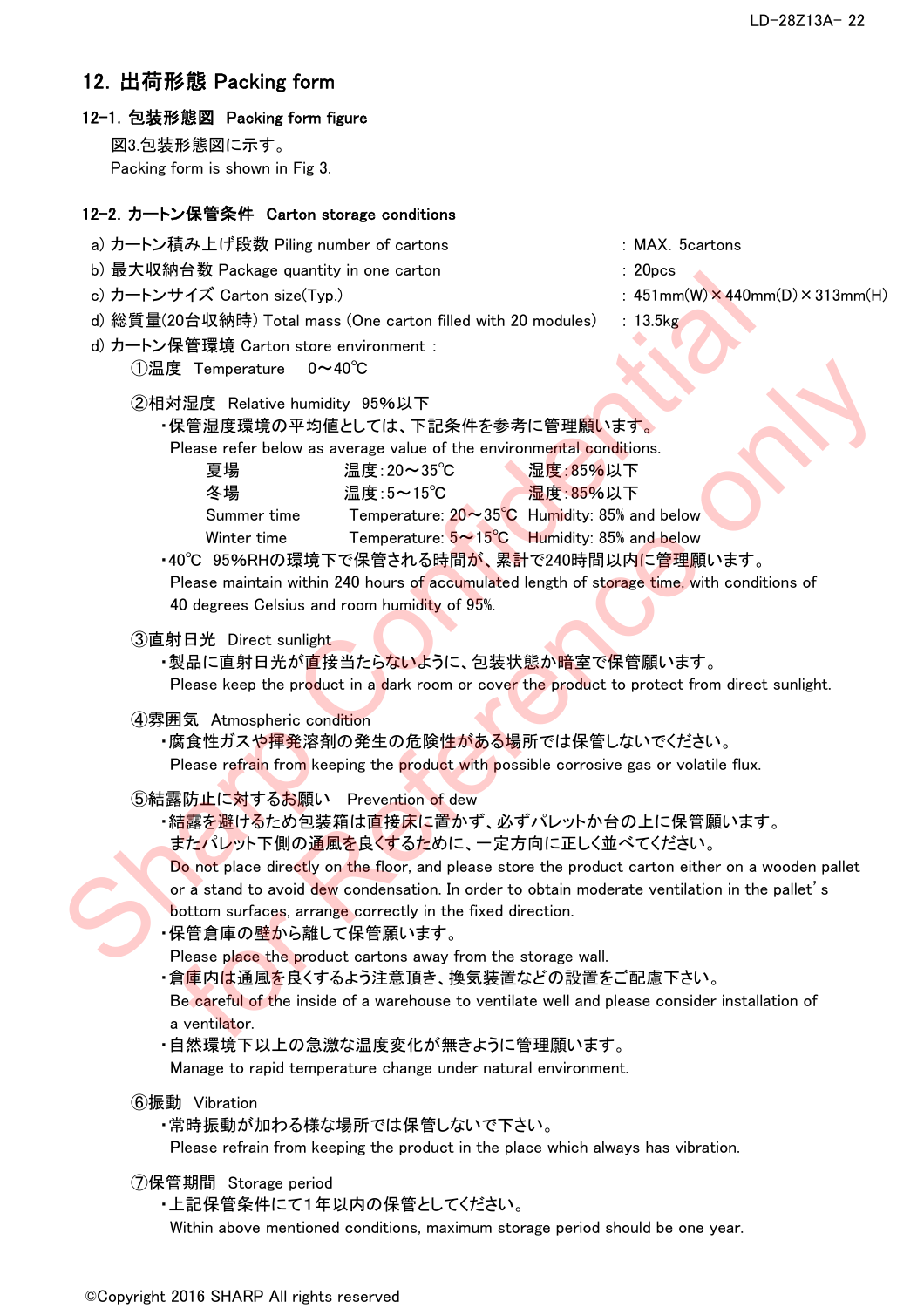## 12. 出荷形態 Packing form

### 12-1. 包装形態図 Packing form figure

図3.包装形態図に示す。
Packing form is shown in Fig 3.

### 12-2. カートン保管条件 Carton storage conditions

a) カートン積み上げ段数 Piling number of cartons : MAX. 5cartons
b) 最大収納台数 Package quantity in one carton : 20pcs
c) カートンサイズ Carton size(Typ.) : 451mm(W)×440mm(D)×313mm(H)
d) 総質量(20台収納時) Total mass (One carton filled with 20 modules) : 13.5kg
d) カートン保管環境 Carton store environment :

①温度 Temperature 0～40℃

②相対湿度 Relative humidity 95%以下

・保管湿度環境の平均値としては、下記条件を参考に管理願います。
Please refer below as average value of the environmental conditions.

| 夏場 | 温度:20～35℃ | 湿度:85%以下 |
|---|---|---|
| 冬場 | 温度:5～15℃ | 湿度:85%以下 |
| Summer time | Temperature: 20～35℃ | Humidity: 85% and below |
| Winter time | Temperature: 5～15℃ | Humidity: 85% and below |

・40℃ 95%RHの環境下で保管される時間が、累計で240時間以内に管理願います。
Please maintain within 240 hours of accumulated length of storage time, with conditions of 40 degrees Celsius and room humidity of 95%.

③直射日光 Direct sunlight

・製品に直射日光が直接当たらないように、包装状態か暗室で保管願います。
Please keep the product in a dark room or cover the product to protect from direct sunlight.

④雰囲気 Atmospheric condition

・腐食性ガスや揮発溶剤の発生の危険性がある場所では保管しないでください。
Please refrain from keeping the product with possible corrosive gas or volatile flux.

⑤結露防止に対するお願い Prevention of dew

・結露を避けるため包装箱は直接床に置かず、必ずパレットか台の上に保管願います。
またパレット下側の通風を良くするために、一定方向に正しく並べてください。
Do not place directly on the floor, and please store the product carton either on a wooden pallet or a stand to avoid dew condensation. In order to obtain moderate ventilation in the pallet's bottom surfaces, arrange correctly in the fixed direction.

・保管倉庫の壁から離して保管願います。
Please place the product cartons away from the storage wall.

・倉庫内は通風を良くするよう注意頂き、換気装置などの設置をご配慮下さい。
Be careful of the inside of a warehouse to ventilate well and please consider installation of a ventilator.

・自然環境下以上の急激な温度変化が無きように管理願います。
Manage to rapid temperature change under natural environment.

⑥振動 Vibration

・常時振動が加わる様な場所では保管しないで下さい。
Please refrain from keeping the product in the place which always has vibration.

⑦保管期間 Storage period

・上記保管条件にて1年以内の保管としてください。
Within above mentioned conditions, maximum storage period should be one year.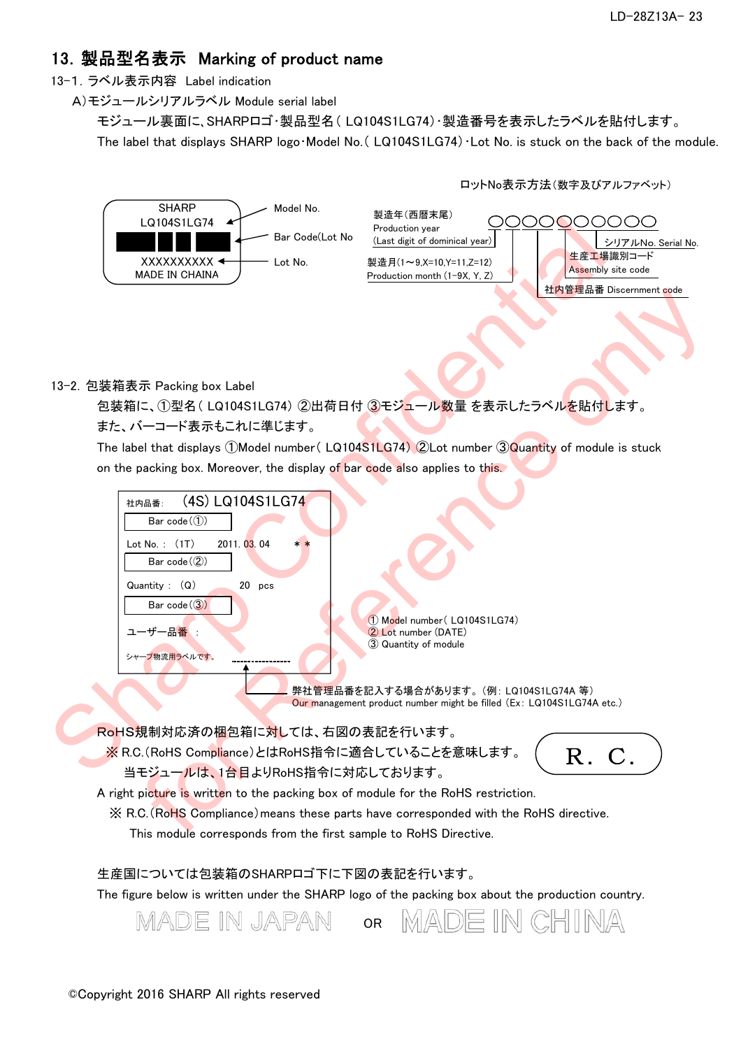## 13. 製品型名表示 Marking of product name

### 13-1. ラベル表示内容 Label indication

A)モジュールシリアルラベル Module serial label

モジュール裏面に、SHARPロゴ･製品型名 ( LQ104S1LG74)･製造番号を表示したラベルを貼付します。

The label that displays SHARP logo･Model No.( LQ104S1LG74)･Lot No. is stuck on the back of the module.

SHARP
LQ104S1LG74 ← Model No.
(Bar code) ← Bar Code(Lot No
XXXXXXXXXX ← Lot No.
MADE IN CHAINA

ロットNo表示方法(数字及びアルファベット)

○○○○○○○○○○

- 製造年(西暦末尾) Production year (Last digit of dominical year)
- 製造月(1～9,X=10,Y=11,Z=12) Production month (1~9X, Y, Z)
- 社内管理品番 Discernment code
- 生産工場識別コード Assembly site code
- シリアルNo. Serial No.

### 13-2. 包装箱表示 Packing box Label

包装箱に、①型名 ( LQ104S1LG74) ②出荷日付 ③モジュール数量 を表示したラベルを貼付します。
また、バーコード表示もこれに準じます。

The label that displays ①Model number( LQ104S1LG74) ②Lot number ③Quantity of module is stuck on the packing box. Moreover, the display of bar code also applies to this.

社内品番: (4S) LQ104S1LG74
Bar code(①)
Lot No. : (1T) 2011. 03. 04 ＊＊
Bar code(②)
Quantity : (Q) 20 pcs
Bar code(③)
ユーザー品番 :
シャープ物流用ラベルです。

① Model number( LQ104S1LG74)
② Lot number (DATE)
③ Quantity of module

弊社管理品番を記入する場合があります。(例: LQ104S1LG74A 等)
Our management product number might be filled (Ex: LQ104S1LG74A etc.)

RoHS規制対応済の梱包箱に対しては、右図の表記を行います。

※ R.C.(RoHS Compliance)とはRoHS指令に適合していることを意味します。
当モジュールは、1台目よりRoHS指令に対応しております。

A right picture is written to the packing box of module for the RoHS restriction.

※ R.C.(RoHS Compliance) means these parts have corresponded with the RoHS directive.
This module corresponds from the first sample to RoHS Directive.

R. C.

生産国については包装箱のSHARPロゴ下に下図の表記を行います。

The figure below is written under the SHARP logo of the packing box about the production country.

MADE IN JAPAN OR MADE IN CHINA

©Copyright 2016 SHARP All rights reserved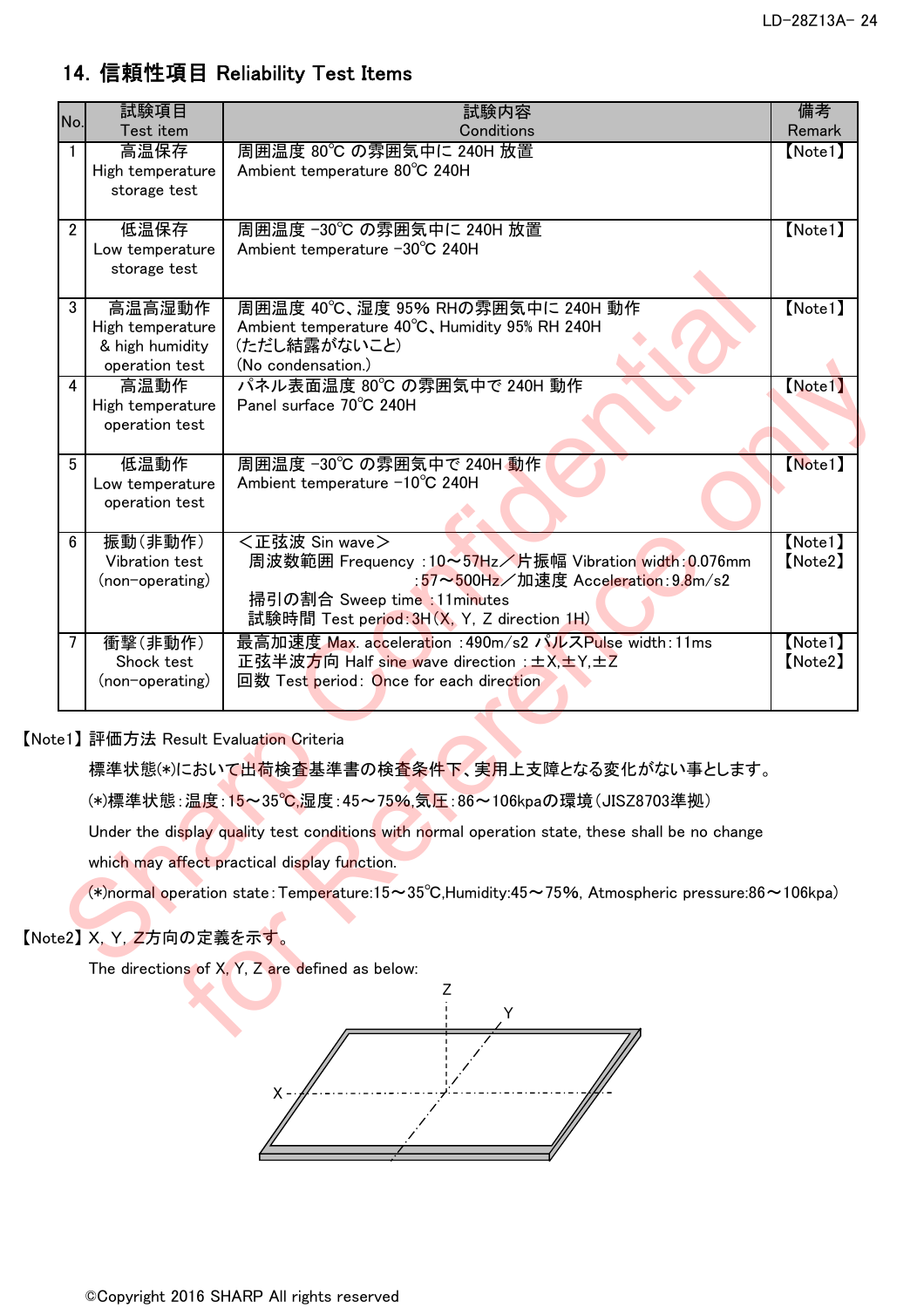## 14. 信頼性項目 Reliability Test Items

| No. | 試験項目<br>Test item | 試験内容<br>Conditions | 備考<br>Remark |
|---|---|---|---|
| 1 | 高温保存<br>High temperature storage test | 周囲温度 80℃ の雰囲気中に 240H 放置<br>Ambient temperature 80℃ 240H | 【Note1】 |
| 2 | 低温保存<br>Low temperature storage test | 周囲温度 -30℃ の雰囲気中に 240H 放置<br>Ambient temperature -30℃ 240H | 【Note1】 |
| 3 | 高温高湿動作<br>High temperature & high humidity operation test | 周囲温度 40℃、湿度 95% RHの雰囲気中に 240H 動作<br>Ambient temperature 40℃、Humidity 95% RH 240H<br>(ただし結露がないこと)<br>(No condensation.) | 【Note1】 |
| 4 | 高温動作<br>High temperature operation test | パネル表面温度 80℃ の雰囲気中で 240H 動作<br>Panel surface 70℃ 240H | 【Note1】 |
| 5 | 低温動作<br>Low temperature operation test | 周囲温度 -30℃ の雰囲気中で 240H 動作<br>Ambient temperature -10℃ 240H | 【Note1】 |
| 6 | 振動(非動作)<br>Vibration test<br>(non-operating) | ＜正弦波 Sin wave＞<br>周波数範囲 Frequency :10～57Hz／片振幅 Vibration width:0.076mm<br>:57～500Hz／加速度 Acceleration:9.8m/s2<br>掃引の割合 Sweep time :11minutes<br>試験時間 Test period:3H(X, Y, Z direction 1H) | 【Note1】<br>【Note2】 |
| 7 | 衝撃(非動作)<br>Shock test<br>(non-operating) | 最高加速度 Max. acceleration :490m/s2 パルスPulse width:11ms<br>正弦半波方向 Half sine wave direction :±X,±Y,±Z<br>回数 Test period: Once for each direction | 【Note1】<br>【Note2】 |

【Note1】評価方法 Result Evaluation Criteria

標準状態(*)において出荷検査基準書の検査条件下、実用上支障となる変化がない事とします。

(*)標準状態:温度:15～35℃,湿度:45～75%,気圧:86～106kpaの環境(JISZ8703準拠)

Under the display quality test conditions with normal operation state, these shall be no change which may affect practical display function.

(*)normal operation state:Temperature:15～35℃,Humidity:45～75%, Atmospheric pressure:86～106kpa)

【Note2】X, Y, Z方向の定義を示す。

The directions of X, Y, Z are defined as below:

©Copyright 2016 SHARP All rights reserved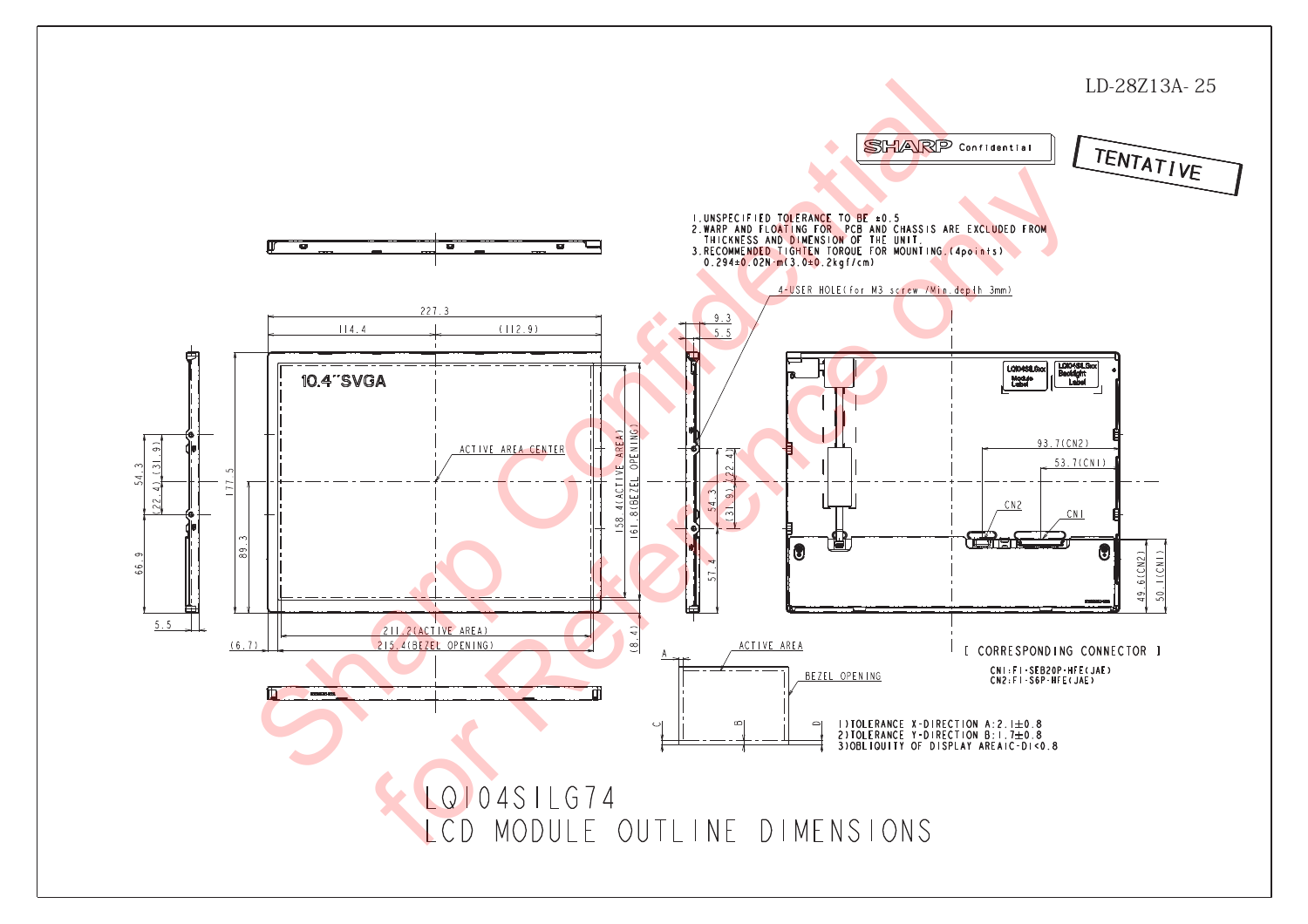LD-28Z13A- 25

SHARP Confidential

TENTATIVE

1. UNSPECIFIED TOLERANCE TO BE ±0.5
2. WARP AND FLOATING FOR PCB AND CHASSIS ARE EXCLUDED FROM THICKNESS AND DIMENSION OF THE UNIT.
3. RECOMMENDED TIGHTEN TORQUE FOR MOUNTING.(4points) 0.294±0.02N·m(3.0±0.2kgf/cm)

4-USER HOLE(for M3 screw /Min.depth 3mm)

227.3
114.4
(112.9)
9.3
5.5

10.4"SVGA

ACTIVE AREA CENTER

54.3
(22.4)
(31.9)
66.9
5.5
177.5
89.3
158.4(ACTIVE AREA)
161.8(BEZEL OPENING)
(22.4)
54.3
(31.9)
57.4
(6.7)
211.2(ACTIVE AREA)
215.4(BEZEL OPENING)
(8.4)

LQ104SxLGxx Module Label
LQ104SxLGxx Backlight Label

93.7(CN2)
53.7(CN1)
CN2
CN1
49.6(CN2)
50.1(CN1)

[ CORRESPONDING CONNECTOR ]

CN1:FI-SEB20P-HFE(JAE)
CN2:FI-S6P-HFE(JAE)

A
ACTIVE AREA
BEZEL OPENING
C
B
D

1) TOLERANCE X-DIRECTION A:2.1±0.8
2) TOLERANCE Y-DIRECTION B:1.7±0.8
3) OBLIQUITY OF DISPLAY AREA|C-D|<0.8

Sharp Confidential for Reference only

LQ104S1LG74
LCD MODULE OUTLINE DIMENSIONS